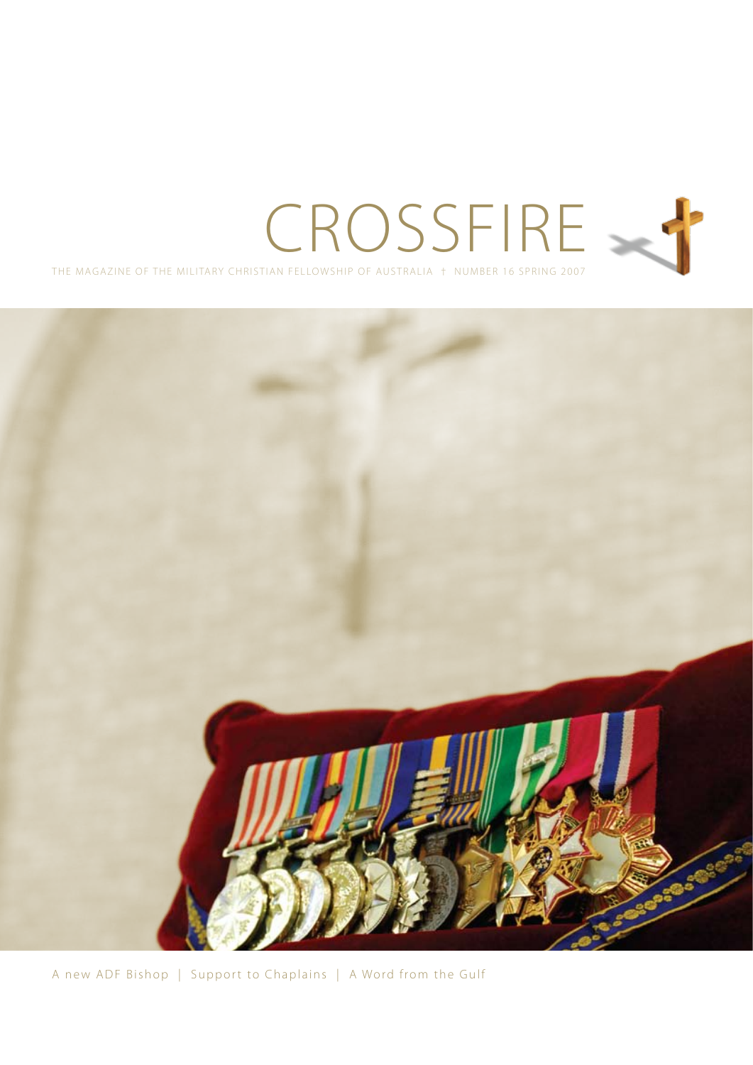# CROSSFIRE

THE MAGAZINE OF THE MILITARY CHRISTIAN FELLOWSHIP OF AUSTRALIA † NUMBER 16 SPRING 2007

A new ADF Bishop | Support to Chaplains | A Word from the Gulf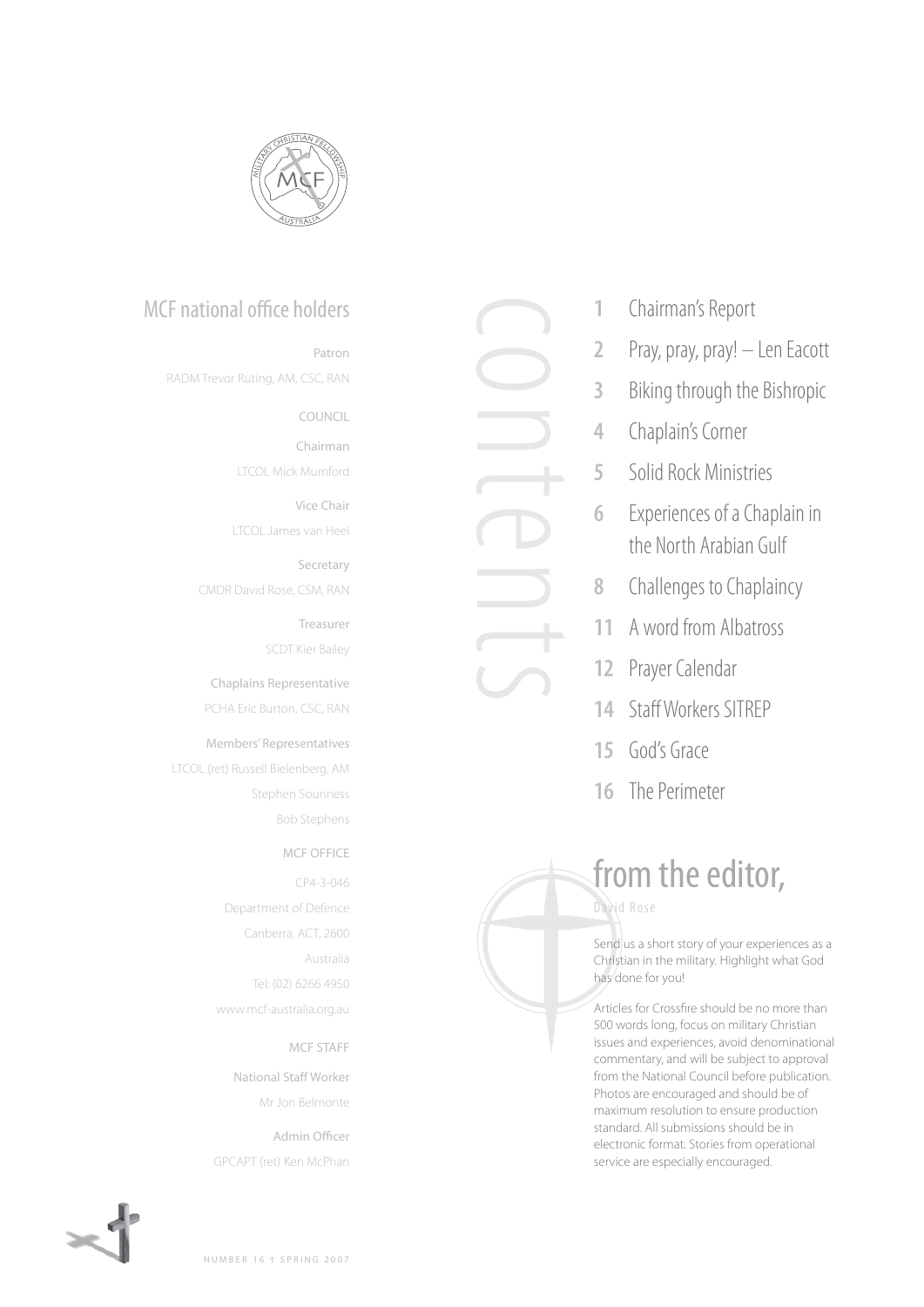## MCF national office holders

Patron

RADM Trevor Ruting, AM, CSC, RAN

COUNCIL

Chairman

LTCOL Mick Mumford

Vice Chair

LTCOL James van Heel

Secretary

CMDR David Rose, CSM, RAN

Treasurer

SCDT Kier Bailey

Chaplains Representative

PCHA Eric Burton, CSC, RAN

Members' Representatives

LTCOL (ret) Russell Bielenberg, AM

Stephen Sounness

Bob Stephens

MCF OFFICE

CP4-3-046

Department of Defence

Canberra, ACT, 2600

Australia

Tel: (02) 6266 4950

www.mcf-australia.org.au

MCF STAFF

National Staff Worker

Mr Jon Belmonte

Admin Officer

GPCAPT (ret) Ken McPhan

## contents

| | |
|---|---|
| 1 | Chairman's Report |
| 2 | Pray, pray, pray! – Len Eacott |
| 3 | Biking through the Bishropic |
| 4 | Chaplain's Corner |
| 5 | Solid Rock Ministries |
| 6 | Experiences of a Chaplain in the North Arabian Gulf |
| 8 | Challenges to Chaplaincy |
| 11 | A word from Albatross |
| 12 | Prayer Calendar |
| 14 | Staff Workers SITREP |
| 15 | God's Grace |
| 16 | The Perimeter |

## from the editor,

David Rose

Send us a short story of your experiences as a Christian in the military. Highlight what God has done for you!

Articles for Crossfire should be no more than 500 words long, focus on military Christian issues and experiences, avoid denominational commentary, and will be subject to approval from the National Council before publication. Photos are encouraged and should be of maximum resolution to ensure production standard. All submissions should be in electronic format. Stories from operational service are especially encouraged.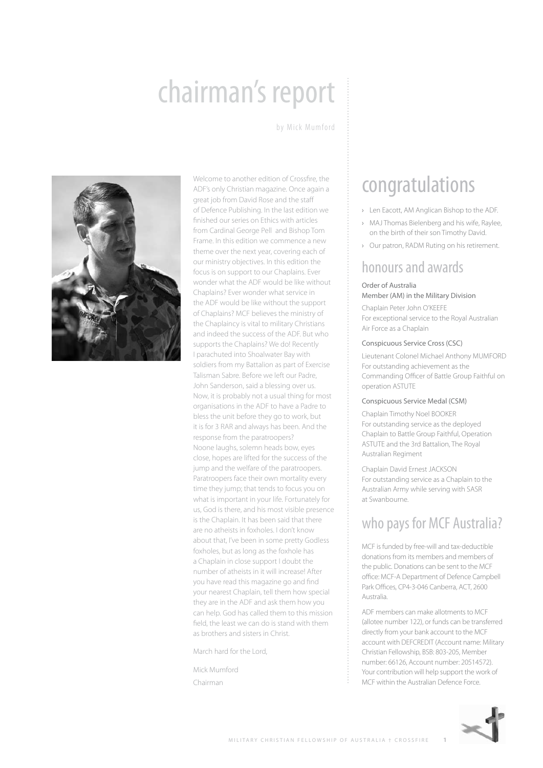# chairman's report

by Mick Mumford

Welcome to another edition of Crossfire, the ADF's only Christian magazine. Once again a great job from David Rose and the staff of Defence Publishing. In the last edition we finished our series on Ethics with articles from Cardinal George Pell and Bishop Tom Frame. In this edition we commence a new theme over the next year, covering each of our ministry objectives. In this edition the focus is on support to our Chaplains. Ever wonder what the ADF would be like without Chaplains? Ever wonder what service in the ADF would be like without the support of Chaplains? MCF believes the ministry of the Chaplaincy is vital to military Christians and indeed the success of the ADF. But who supports the Chaplains? We do! Recently I parachuted into Shoalwater Bay with soldiers from my Battalion as part of Exercise Talisman Sabre. Before we left our Padre, John Sanderson, said a blessing over us. Now, it is probably not a usual thing for most organisations in the ADF to have a Padre to bless the unit before they go to work, but it is for 3 RAR and always has been. And the response from the paratroopers? Noone laughs, solemn heads bow, eyes close, hopes are lifted for the success of the jump and the welfare of the paratroopers. Paratroopers face their own mortality every time they jump; that tends to focus you on what is important in your life. Fortunately for us, God is there, and his most visible presence is the Chaplain. It has been said that there are no atheists in foxholes. I don't know about that, I've been in some pretty Godless foxholes, but as long as the foxhole has a Chaplain in close support I doubt the number of atheists in it will increase! After you have read this magazine go and find your nearest Chaplain, tell them how special they are in the ADF and ask them how you can help. God has called them to this mission field, the least we can do is stand with them as brothers and sisters in Christ.

March hard for the Lord,

Mick Mumford
Chairman

# congratulations

- Len Eacott, AM Anglican Bishop to the ADF.
- MAJ Thomas Bielenberg and his wife, Raylee, on the birth of their son Timothy David.
- Our patron, RADM Ruting on his retirement.

## honours and awards

### Order of Australia Member (AM) in the Military Division

Chaplain Peter John O'KEEFE
For exceptional service to the Royal Australian Air Force as a Chaplain

### Conspicuous Service Cross (CSC)

Lieutenant Colonel Michael Anthony MUMFORD
For outstanding achievement as the Commanding Officer of Battle Group Faithful on operation ASTUTE

### Conspicuous Service Medal (CSM)

Chaplain Timothy Noel BOOKER
For outstanding service as the deployed Chaplain to Battle Group Faithful, Operation ASTUTE and the 3rd Battalion, The Royal Australian Regiment

Chaplain David Ernest JACKSON
For outstanding service as a Chaplain to the Australian Army while serving with SASR at Swanbourne.

## who pays for MCF Australia?

MCF is funded by free-will and tax-deductible donations from its members and members of the public. Donations can be sent to the MCF office: MCF-A Department of Defence Campbell Park Offices, CP4-3-046 Canberra, ACT, 2600 Australia.

ADF members can make allotments to MCF (allotee number 122), or funds can be transferred directly from your bank account to the MCF account with DEFCREDIT (Account name: Military Christian Fellowship, BSB: 803-205, Member number: 66126, Account number: 20514572). Your contribution will help support the work of MCF within the Australian Defence Force.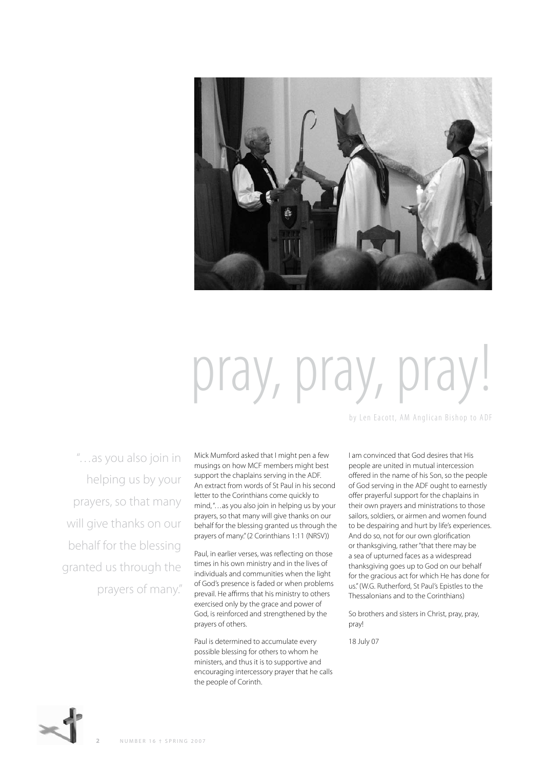# pray, pray, pray!

by Len Eacott, AM Anglican Bishop to ADF

> "…as you also join in helping us by your prayers, so that many will give thanks on our behalf for the blessing granted us through the prayers of many."

Mick Mumford asked that I might pen a few musings on how MCF members might best support the chaplains serving in the ADF. An extract from words of St Paul in his second letter to the Corinthians come quickly to mind, "…as you also join in helping us by your prayers, so that many will give thanks on our behalf for the blessing granted us through the prayers of many." (2 Corinthians 1:11 (NRSV))

Paul, in earlier verses, was reflecting on those times in his own ministry and in the lives of individuals and communities when the light of God's presence is faded or when problems prevail. He affirms that his ministry to others exercised only by the grace and power of God, is reinforced and strengthened by the prayers of others.

Paul is determined to accumulate every possible blessing for others to whom he ministers, and thus it is to supportive and encouraging intercessory prayer that he calls the people of Corinth.

I am convinced that God desires that His people are united in mutual intercession offered in the name of his Son, so the people of God serving in the ADF ought to earnestly offer prayerful support for the chaplains in their own prayers and ministrations to those sailors, soldiers, or airmen and women found to be despairing and hurt by life's experiences. And do so, not for our own glorification or thanksgiving, rather "that there may be a sea of upturned faces as a widespread thanksgiving goes up to God on our behalf for the gracious act for which He has done for us." (W.G. Rutherford, St Paul's Epistles to the Thessalonians and to the Corinthians)

So brothers and sisters in Christ, pray, pray, pray!

18 July 07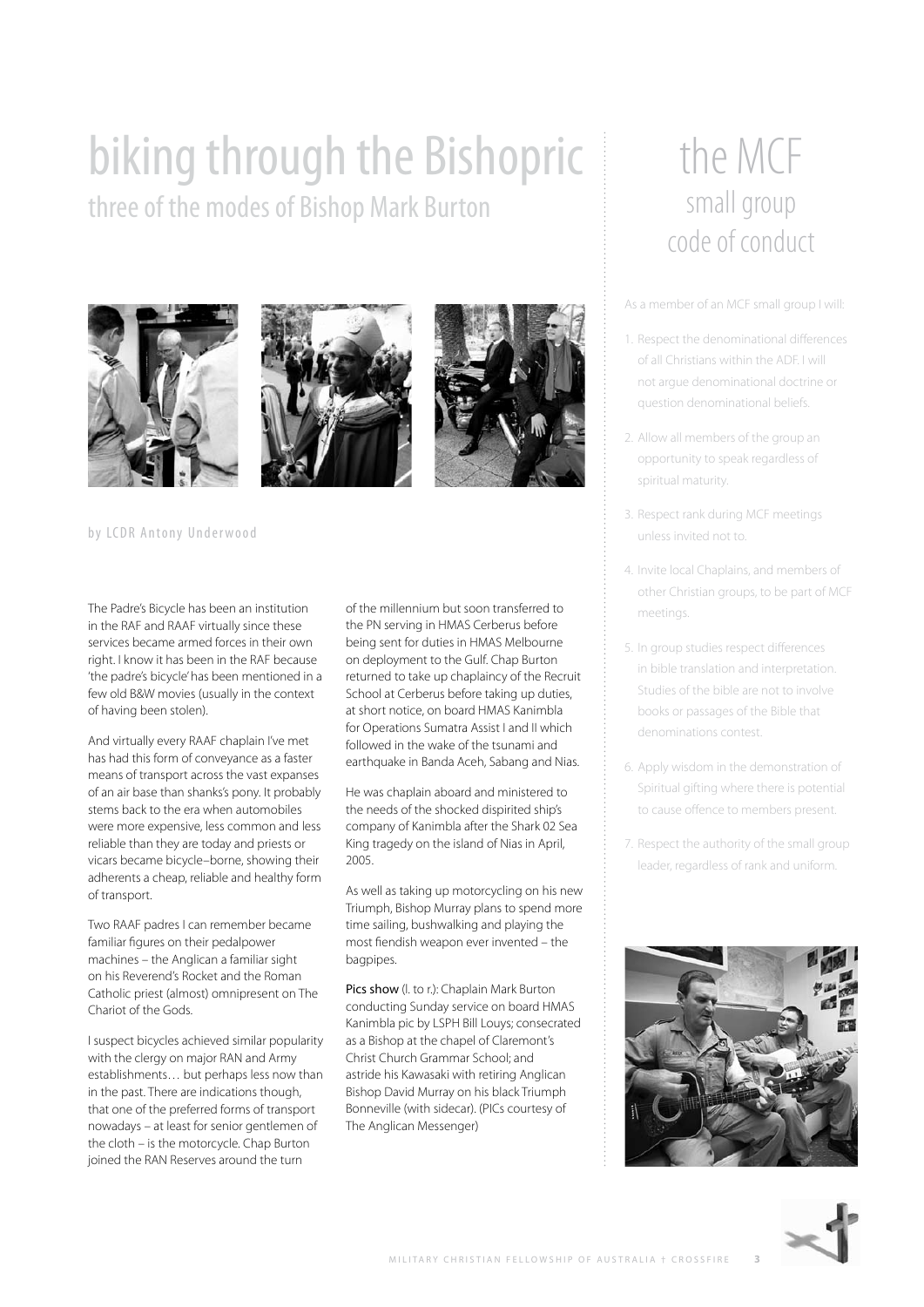# biking through the Bishopric

## three of the modes of Bishop Mark Burton

by LCDR Antony Underwood

The Padre's Bicycle has been an institution in the RAF and RAAF virtually since these services became armed forces in their own right. I know it has been in the RAF because 'the padre's bicycle' has been mentioned in a few old B&W movies (usually in the context of having been stolen).

And virtually every RAAF chaplain I've met has had this form of conveyance as a faster means of transport across the vast expanses of an air base than shanks's pony. It probably stems back to the era when automobiles were more expensive, less common and less reliable than they are today and priests or vicars became bicycle–borne, showing their adherents a cheap, reliable and healthy form of transport.

Two RAAF padres I can remember became familiar figures on their pedalpower machines – the Anglican a familiar sight on his Reverend's Rocket and the Roman Catholic priest (almost) omnipresent on The Chariot of the Gods.

I suspect bicycles achieved similar popularity with the clergy on major RAN and Army establishments… but perhaps less now than in the past. There are indications though, that one of the preferred forms of transport nowadays – at least for senior gentlemen of the cloth – is the motorcycle. Chap Burton joined the RAN Reserves around the turn of the millennium but soon transferred to the PN serving in HMAS Cerberus before being sent for duties in HMAS Melbourne on deployment to the Gulf. Chap Burton returned to take up chaplaincy of the Recruit School at Cerberus before taking up duties, at short notice, on board HMAS Kanimbla for Operations Sumatra Assist I and II which followed in the wake of the tsunami and earthquake in Banda Aceh, Sabang and Nias.

He was chaplain aboard and ministered to the needs of the shocked dispirited ship's company of Kanimbla after the Shark 02 Sea King tragedy on the island of Nias in April, 2005.

As well as taking up motorcycling on his new Triumph, Bishop Murray plans to spend more time sailing, bushwalking and playing the most fiendish weapon ever invented – the bagpipes.

Pics show (l. to r.): Chaplain Mark Burton conducting Sunday service on board HMAS Kanimbla pic by LSPH Bill Louys; consecrated as a Bishop at the chapel of Claremont's Christ Church Grammar School; and astride his Kawasaki with retiring Anglican Bishop David Murray on his black Triumph Bonneville (with sidecar). (PICs courtesy of The Anglican Messenger)

# the MCF

## small group code of conduct

As a member of an MCF small group I will:

1. Respect the denominational differences of all Christians within the ADF. I will not argue denominational doctrine or question denominational beliefs.
2. Allow all members of the group an opportunity to speak regardless of spiritual maturity.
3. Respect rank during MCF meetings unless invited not to.
4. Invite local Chaplains, and members of other Christian groups, to be part of MCF meetings.
5. In group studies respect differences in bible translation and interpretation. Studies of the bible are not to involve books or passages of the Bible that denominations contest.
6. Apply wisdom in the demonstration of Spiritual gifting where there is potential to cause offence to members present.
7. Respect the authority of the small group leader, regardless of rank and uniform.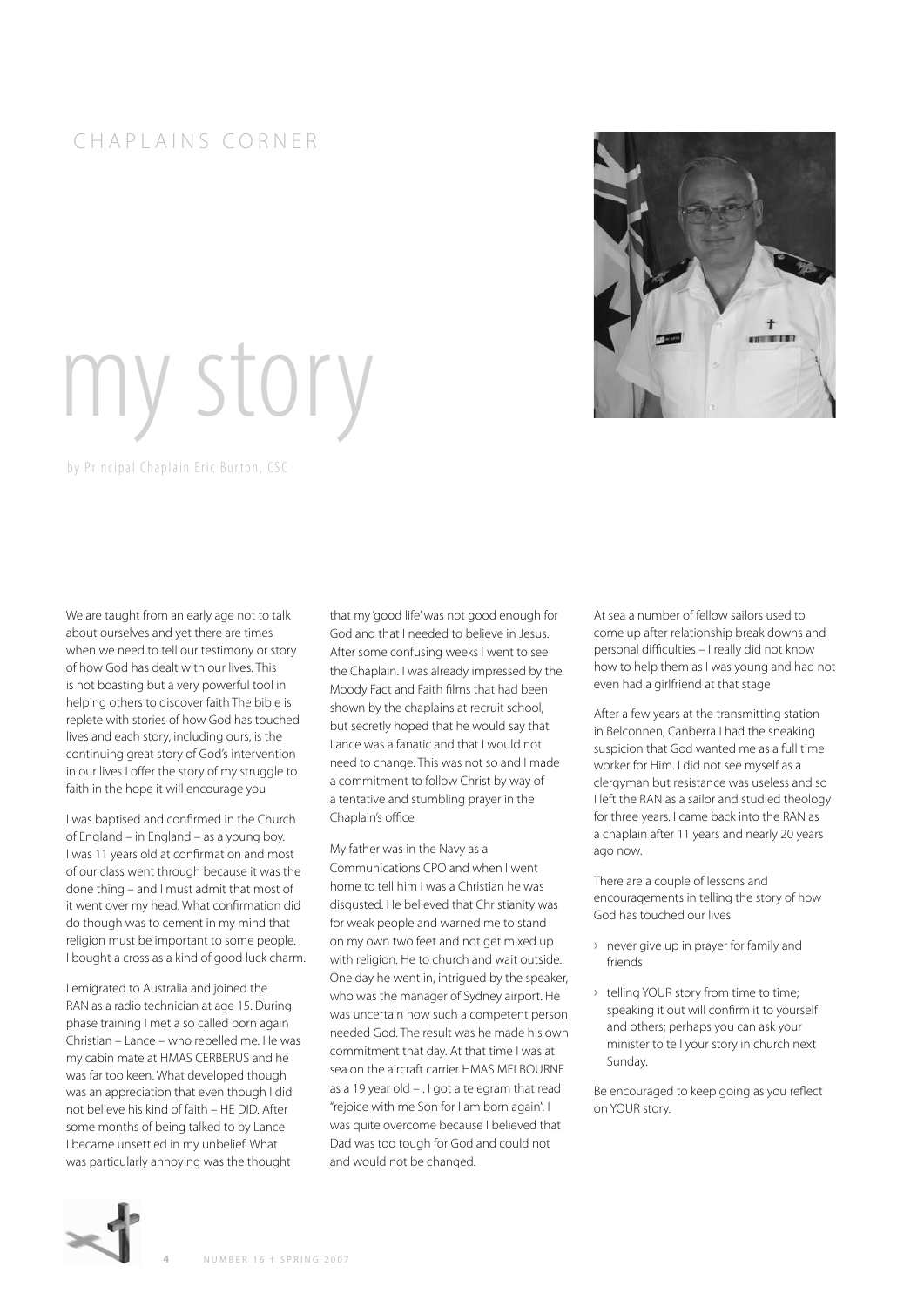CHAPLAINS CORNER

# my story

by Principal Chaplain Eric Burton, CSC

We are taught from an early age not to talk about ourselves and yet there are times when we need to tell our testimony or story of how God has dealt with our lives. This is not boasting but a very powerful tool in helping others to discover faith The bible is replete with stories of how God has touched lives and each story, including ours, is the continuing great story of God's intervention in our lives I offer the story of my struggle to faith in the hope it will encourage you

I was baptised and confirmed in the Church of England – in England – as a young boy. I was 11 years old at confirmation and most of our class went through because it was the done thing – and I must admit that most of it went over my head. What confirmation did do though was to cement in my mind that religion must be important to some people. I bought a cross as a kind of good luck charm.

I emigrated to Australia and joined the RAN as a radio technician at age 15. During phase training I met a so called born again Christian – Lance – who repelled me. He was my cabin mate at HMAS CERBERUS and he was far too keen. What developed though was an appreciation that even though I did not believe his kind of faith – HE DID. After some months of being talked to by Lance I became unsettled in my unbelief. What was particularly annoying was the thought that my 'good life' was not good enough for God and that I needed to believe in Jesus. After some confusing weeks I went to see the Chaplain. I was already impressed by the Moody Fact and Faith films that had been shown by the chaplains at recruit school, but secretly hoped that he would say that Lance was a fanatic and that I would not need to change. This was not so and I made a commitment to follow Christ by way of a tentative and stumbling prayer in the Chaplain's office

My father was in the Navy as a Communications CPO and when I went home to tell him I was a Christian he was disgusted. He believed that Christianity was for weak people and warned me to stand on my own two feet and not get mixed up with religion. He to church and wait outside. One day he went in, intrigued by the speaker, who was the manager of Sydney airport. He was uncertain how such a competent person needed God. The result was he made his own commitment that day. At that time I was at sea on the aircraft carrier HMAS MELBOURNE as a 19 year old – . I got a telegram that read "rejoice with me Son for I am born again". I was quite overcome because I believed that Dad was too tough for God and could not and would not be changed.

At sea a number of fellow sailors used to come up after relationship break downs and personal difficulties – I really did not know how to help them as I was young and had not even had a girlfriend at that stage

After a few years at the transmitting station in Belconnen, Canberra I had the sneaking suspicion that God wanted me as a full time worker for Him. I did not see myself as a clergyman but resistance was useless and so I left the RAN as a sailor and studied theology for three years. I came back into the RAN as a chaplain after 11 years and nearly 20 years ago now.

There are a couple of lessons and encouragements in telling the story of how God has touched our lives

- never give up in prayer for family and friends
- telling YOUR story from time to time; speaking it out will confirm it to yourself and others; perhaps you can ask your minister to tell your story in church next Sunday.

Be encouraged to keep going as you reflect on YOUR story.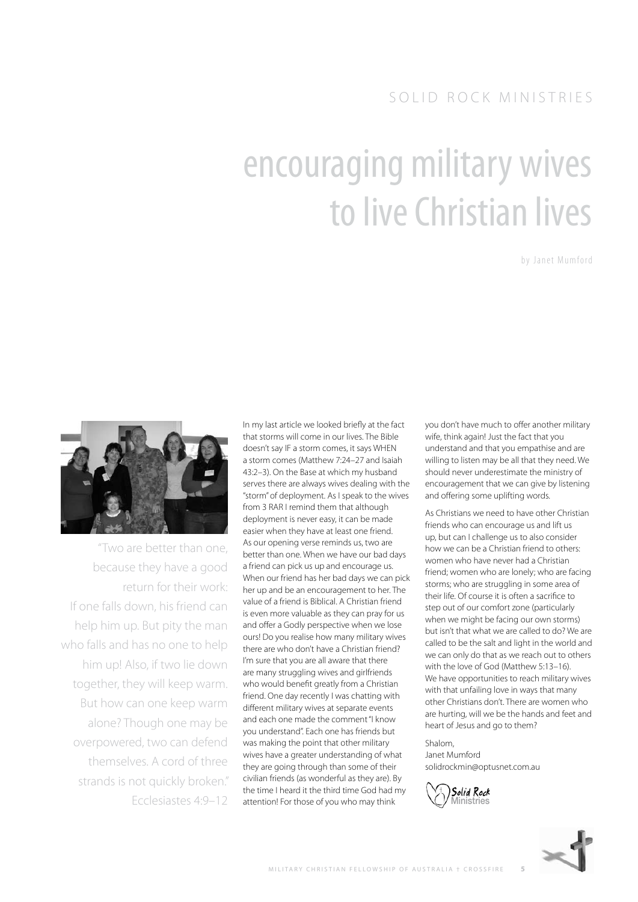SOLID ROCK MINISTRIES

# encouraging military wives to live Christian lives

by Janet Mumford

"Two are better than one, because they have a good return for their work: If one falls down, his friend can help him up. But pity the man who falls and has no one to help him up! Also, if two lie down together, they will keep warm. But how can one keep warm alone? Though one may be overpowered, two can defend themselves. A cord of three strands is not quickly broken." Ecclesiastes 4:9–12

In my last article we looked briefly at the fact that storms will come in our lives. The Bible doesn't say IF a storm comes, it says WHEN a storm comes (Matthew 7:24–27 and Isaiah 43:2–3). On the Base at which my husband serves there are always wives dealing with the "storm" of deployment. As I speak to the wives from 3 RAR I remind them that although deployment is never easy, it can be made easier when they have at least one friend. As our opening verse reminds us, two are better than one. When we have our bad days a friend can pick us up and encourage us. When our friend has her bad days we can pick her up and be an encouragement to her. The value of a friend is Biblical. A Christian friend is even more valuable as they can pray for us and offer a Godly perspective when we lose ours! Do you realise how many military wives there are who don't have a Christian friend? I'm sure that you are all aware that there are many struggling wives and girlfriends who would benefit greatly from a Christian friend. One day recently I was chatting with different military wives at separate events and each one made the comment "I know you understand". Each one has friends but was making the point that other military wives have a greater understanding of what they are going through than some of their civilian friends (as wonderful as they are). By the time I heard it the third time God had my attention! For those of you who may think you don't have much to offer another military wife, think again! Just the fact that you understand and that you empathise and are willing to listen may be all that they need. We should never underestimate the ministry of encouragement that we can give by listening and offering some uplifting words.

As Christians we need to have other Christian friends who can encourage us and lift us up, but can I challenge us to also consider how we can be a Christian friend to others: women who have never had a Christian friend; women who are lonely; who are facing storms; who are struggling in some area of their life. Of course it is often a sacrifice to step out of our comfort zone (particularly when we might be facing our own storms) but isn't that what we are called to do? We are called to be the salt and light in the world and we can only do that as we reach out to others with the love of God (Matthew 5:13–16). We have opportunities to reach military wives with that unfailing love in ways that many other Christians don't. There are women who are hurting, will we be the hands and feet and heart of Jesus and go to them?

Shalom,
Janet Mumford
solidrockmin@optusnet.com.au

Solid Rock Ministries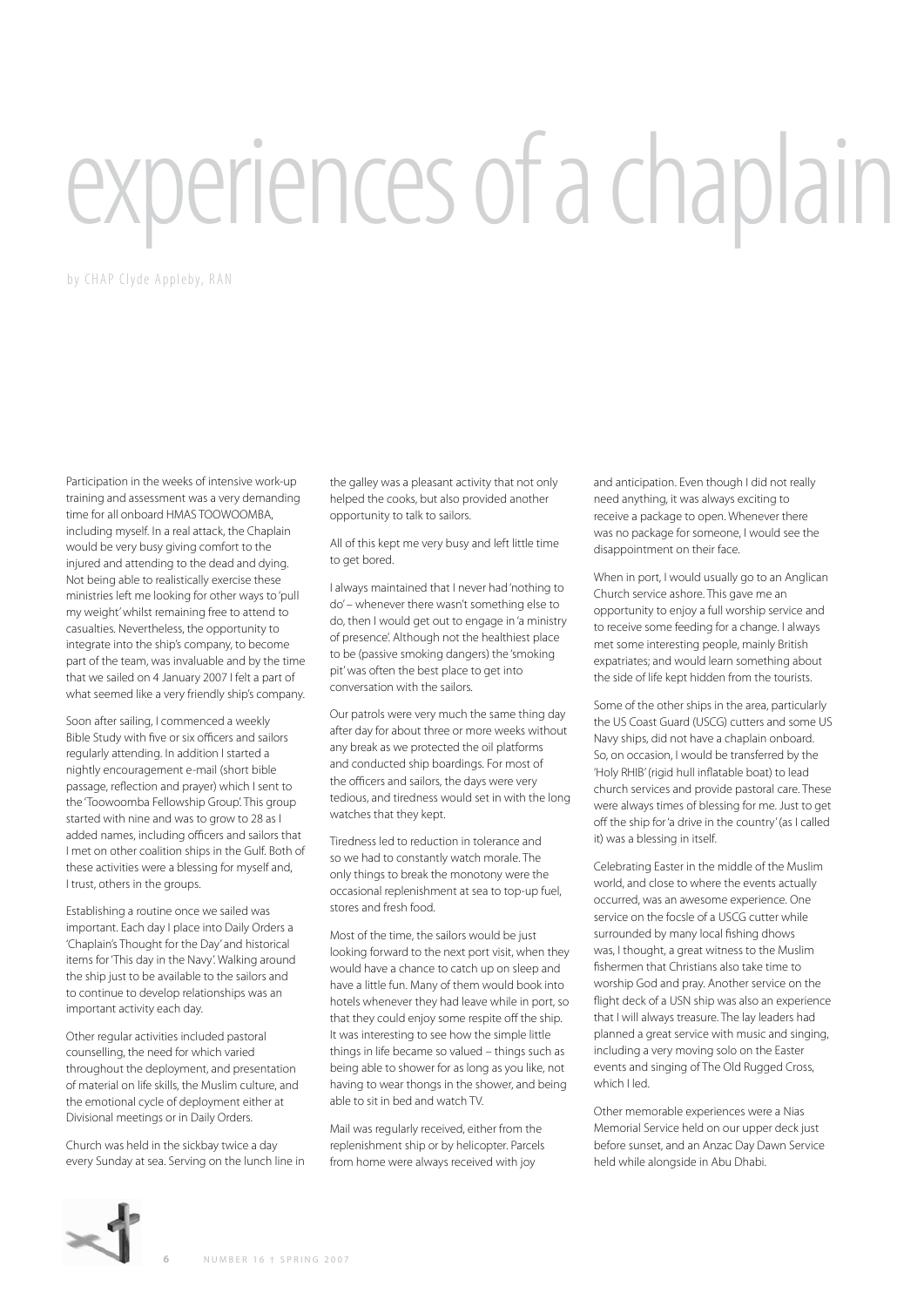# experiences of a chaplain

by CHAP Clyde Appleby, RAN

Participation in the weeks of intensive work-up training and assessment was a very demanding time for all onboard HMAS TOOWOOMBA, including myself. In a real attack, the Chaplain would be very busy giving comfort to the injured and attending to the dead and dying. Not being able to realistically exercise these ministries left me looking for other ways to 'pull my weight' whilst remaining free to attend to casualties. Nevertheless, the opportunity to integrate into the ship's company, to become part of the team, was invaluable and by the time that we sailed on 4 January 2007 I felt a part of what seemed like a very friendly ship's company.

Soon after sailing, I commenced a weekly Bible Study with five or six officers and sailors regularly attending. In addition I started a nightly encouragement e-mail (short bible passage, reflection and prayer) which I sent to the 'Toowoomba Fellowship Group'. This group started with nine and was to grow to 28 as I added names, including officers and sailors that I met on other coalition ships in the Gulf. Both of these activities were a blessing for myself and, I trust, others in the groups.

Establishing a routine once we sailed was important. Each day I place into Daily Orders a 'Chaplain's Thought for the Day' and historical items for 'This day in the Navy'. Walking around the ship just to be available to the sailors and to continue to develop relationships was an important activity each day.

Other regular activities included pastoral counselling, the need for which varied throughout the deployment, and presentation of material on life skills, the Muslim culture, and the emotional cycle of deployment either at Divisional meetings or in Daily Orders.

Church was held in the sickbay twice a day every Sunday at sea. Serving on the lunch line in the galley was a pleasant activity that not only helped the cooks, but also provided another opportunity to talk to sailors.

All of this kept me very busy and left little time to get bored.

I always maintained that I never had 'nothing to do' – whenever there wasn't something else to do, then I would get out to engage in 'a ministry of presence'. Although not the healthiest place to be (passive smoking dangers) the 'smoking pit' was often the best place to get into conversation with the sailors.

Our patrols were very much the same thing day after day for about three or more weeks without any break as we protected the oil platforms and conducted ship boardings. For most of the officers and sailors, the days were very tedious, and tiredness would set in with the long watches that they kept.

Tiredness led to reduction in tolerance and so we had to constantly watch morale. The only things to break the monotony were the occasional replenishment at sea to top-up fuel, stores and fresh food.

Most of the time, the sailors would be just looking forward to the next port visit, when they would have a chance to catch up on sleep and have a little fun. Many of them would book into hotels whenever they had leave while in port, so that they could enjoy some respite off the ship. It was interesting to see how the simple little things in life became so valued – things such as being able to shower for as long as you like, not having to wear thongs in the shower, and being able to sit in bed and watch TV.

Mail was regularly received, either from the replenishment ship or by helicopter. Parcels from home were always received with joy and anticipation. Even though I did not really need anything, it was always exciting to receive a package to open. Whenever there was no package for someone, I would see the disappointment on their face.

When in port, I would usually go to an Anglican Church service ashore. This gave me an opportunity to enjoy a full worship service and to receive some feeding for a change. I always met some interesting people, mainly British expatriates; and would learn something about the side of life kept hidden from the tourists.

Some of the other ships in the area, particularly the US Coast Guard (USCG) cutters and some US Navy ships, did not have a chaplain onboard. So, on occasion, I would be transferred by the 'Holy RHIB' (rigid hull inflatable boat) to lead church services and provide pastoral care. These were always times of blessing for me. Just to get off the ship for 'a drive in the country' (as I called it) was a blessing in itself.

Celebrating Easter in the middle of the Muslim world, and close to where the events actually occurred, was an awesome experience. One service on the focsle of a USCG cutter while surrounded by many local fishing dhows was, I thought, a great witness to the Muslim fishermen that Christians also take time to worship God and pray. Another service on the flight deck of a USN ship was also an experience that I will always treasure. The lay leaders had planned a great service with music and singing, including a very moving solo on the Easter events and singing of The Old Rugged Cross, which I led.

Other memorable experiences were a Nias Memorial Service held on our upper deck just before sunset, and an Anzac Day Dawn Service held while alongside in Abu Dhabi.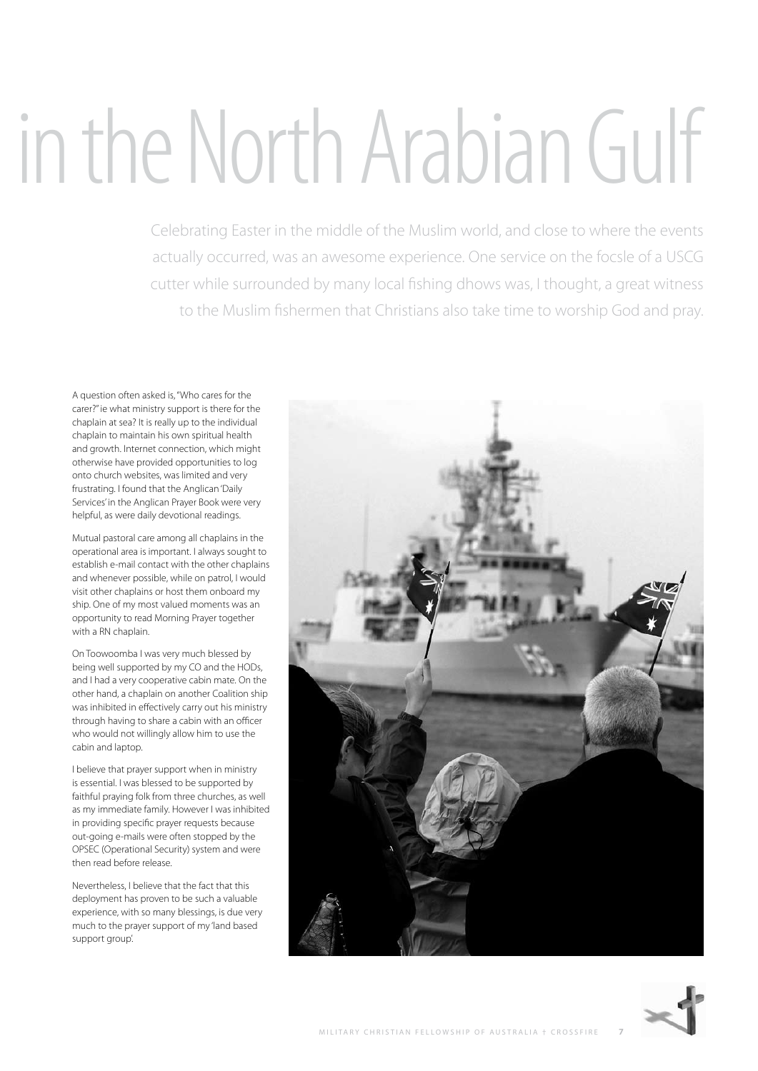# in the North Arabian Gulf

Celebrating Easter in the middle of the Muslim world, and close to where the events actually occurred, was an awesome experience. One service on the focsle of a USCG cutter while surrounded by many local fishing dhows was, I thought, a great witness to the Muslim fishermen that Christians also take time to worship God and pray.

A question often asked is, "Who cares for the carer?" ie what ministry support is there for the chaplain at sea? It is really up to the individual chaplain to maintain his own spiritual health and growth. Internet connection, which might otherwise have provided opportunities to log onto church websites, was limited and very frustrating. I found that the Anglican 'Daily Services' in the Anglican Prayer Book were very helpful, as were daily devotional readings.

Mutual pastoral care among all chaplains in the operational area is important. I always sought to establish e-mail contact with the other chaplains and whenever possible, while on patrol, I would visit other chaplains or host them onboard my ship. One of my most valued moments was an opportunity to read Morning Prayer together with a RN chaplain.

On Toowoomba I was very much blessed by being well supported by my CO and the HODs, and I had a very cooperative cabin mate. On the other hand, a chaplain on another Coalition ship was inhibited in effectively carry out his ministry through having to share a cabin with an officer who would not willingly allow him to use the cabin and laptop.

I believe that prayer support when in ministry is essential. I was blessed to be supported by faithful praying folk from three churches, as well as my immediate family. However I was inhibited in providing specific prayer requests because out-going e-mails were often stopped by the OPSEC (Operational Security) system and were then read before release.

Nevertheless, I believe that the fact that this deployment has proven to be such a valuable experience, with so many blessings, is due very much to the prayer support of my 'land based support group'.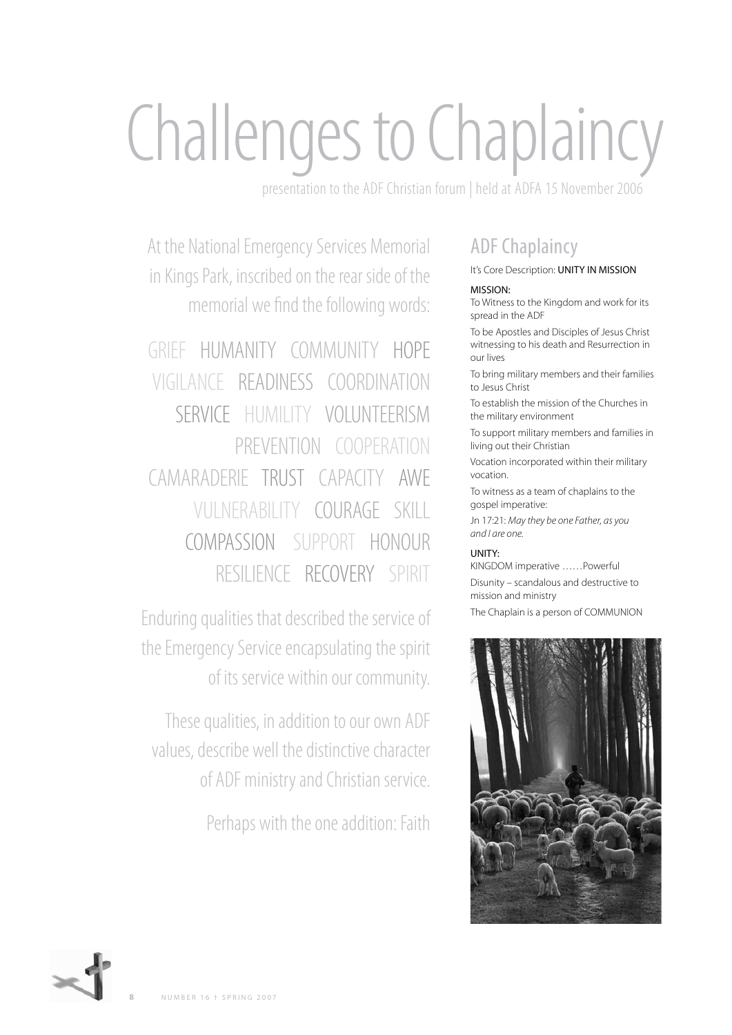# Challenges to Chaplaincy

presentation to the ADF Christian forum | held at ADFA 15 November 2006

At the National Emergency Services Memorial in Kings Park, inscribed on the rear side of the memorial we find the following words:

GRIEF HUMANITY COMMUNITY HOPE VIGILANCE READINESS COORDINATION SERVICE HUMILITY VOLUNTEERISM PREVENTION COOPERATION CAMARADERIE TRUST CAPACITY AWE VULNERABILITY COURAGE SKILL COMPASSION SUPPORT HONOUR RESILIENCE RECOVERY SPIRIT

Enduring qualities that described the service of the Emergency Service encapsulating the spirit of its service within our community.

These qualities, in addition to our own ADF values, describe well the distinctive character of ADF ministry and Christian service.

Perhaps with the one addition: Faith

## ADF Chaplaincy

It's Core Description: **UNITY IN MISSION**

MISSION:

To Witness to the Kingdom and work for its spread in the ADF

To be Apostles and Disciples of Jesus Christ witnessing to his death and Resurrection in our lives

To bring military members and their families to Jesus Christ

To establish the mission of the Churches in the military environment

To support military members and families in living out their Christian

Vocation incorporated within their military vocation.

To witness as a team of chaplains to the gospel imperative:

Jn 17:21: *May they be one Father, as you and I are one.*

UNITY:

KINGDOM imperative ……Powerful

Disunity – scandalous and destructive to mission and ministry

The Chaplain is a person of COMMUNION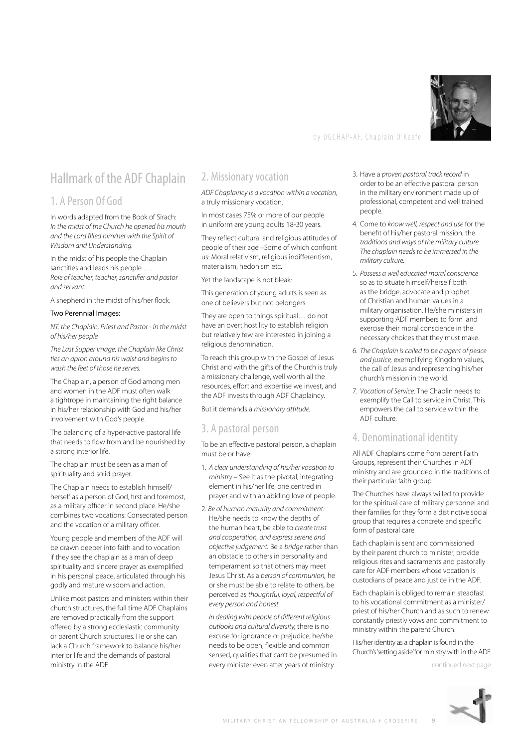by DGCHAP-AF, Chaplain O'Keefe

# Hallmark of the ADF Chaplain

## 1. A Person Of God

In words adapted from the Book of Sirach:
*In the midst of the Church he opened his mouth and the Lord filled him/her with the Spirit of Wisdom and Understanding.*

In the midst of his people the Chaplain sanctifies and leads his people …..
*Role of teacher, teacher, sanctifier and pastor and servant.*

A shepherd in the midst of his/her flock.

**Two Perennial Images:**

*NT: the Chaplain, Priest and Pastor - In the midst of his/her people*

*The Last Supper Image: the Chaplain like Christ ties an apron around his waist and begins to wash the feet of those he serves.*

The Chaplain, a person of God among men and women in the ADF must often walk a tightrope in maintaining the right balance in his/her relationship with God and his/her involvement with God's people.

The balancing of a hyper-active pastoral life that needs to flow from and be nourished by a strong interior life.

The chaplain must be seen as a man of spirituality and solid prayer.

The Chaplain needs to establish himself/herself as a person of God, first and foremost, as a military officer in second place. He/she combines two vocations: Consecrated person and the vocation of a military officer.

Young people and members of the ADF will be drawn deeper into faith and to vocation if they see the chaplain as a man of deep spirituality and sincere prayer as exemplified in his personal peace, articulated through his godly and mature wisdom and action.

Unlike most pastors and ministers within their church structures, the full time ADF Chaplains are removed practically from the support offered by a strong ecclesiastic community or parent Church structures. He or she can lack a Church framework to balance his/her interior life and the demands of pastoral ministry in the ADF.

## 2. Missionary vocation

*ADF Chaplaincy is a vocation within a vocation,* a truly missionary vocation.

In most cases 75% or more of our people in uniform are young adults 18-30 years.

They reflect cultural and religious attitudes of people of their age –Some of which confront us: Moral relativism, religious indifferentism, materialism, hedonism etc.

Yet the landscape is not bleak:

This generation of young adults is seen as one of believers but not belongers.

They are open to things spiritual… do not have an overt hostility to establish religion but relatively few are interested in joining a religious denomination.

To reach this group with the Gospel of Jesus Christ and with the gifts of the Church is truly a missionary challenge, well worth all the resources, effort and expertise we invest, and the ADF invests through ADF Chaplaincy.

But it demands a *missionary attitude.*

## 3. A pastoral person

To be an effective pastoral person, a chaplain must be or have:

1. *A clear understanding of his/her vocation to ministry* – See it as the pivotal, integrating element in his/her life, one centred in prayer and with an abiding love of people.
2. *Be of human maturity and commitment:* He/she needs to know the depths of the human heart, be able to *create trust and cooperation, and express serene and objective judgement.* Be a *bridge* rather than an obstacle to others in personality and temperament so that others may meet Jesus Christ. As a *person of communion,* he or she must be able to relate to others, be perceived as *thoughtful, loyal, respectful of every person and honest.*

   *In dealing with people of different religious outlooks and cultural diversity,* there is no excuse for ignorance or prejudice, he/she needs to be open, flexible and common sensed, qualities that can't be presumed in every minister even after years of ministry.
3. Have a *proven pastoral track record* in order to be an effective pastoral person in the military environment made up of professional, competent and well trained people.
4. Come to *know well, respect and use* for the benefit of his/her pastoral mission, the *traditions and ways of the military culture. The chaplain needs to be immersed in the military culture.*
5. *Possess a well educated moral conscience* so as to situate himself/herself both as the bridge, advocate and prophet of Christian and human values in a military organisation. He/she ministers in supporting ADF members to form and exercise their moral conscience in the necessary choices that they must make.
6. *The Chaplain is called to be a agent of peace and justice,* exemplifying Kingdom values, the call of Jesus and representing his/her church's mission in the world.
7. *Vocation of Service:* The Chaplin needs to exemplify the Call to service in Christ. This empowers the call to service within the ADF culture.

## 4. Denominational identity

All ADF Chaplains come from parent Faith Groups, represent their Churches in ADF ministry and are grounded in the traditions of their particular faith group.

The Churches have always willed to provide for the spiritual care of military personnel and their families for they form a distinctive social group that requires a concrete and specific form of pastoral care.

Each chaplain is sent and commissioned by their parent church to minister, provide religious rites and sacraments and pastorally care for ADF members whose vocation is custodians of peace and justice in the ADF.

Each chaplain is obliged to remain steadfast to his vocational commitment as a minister/priest of his/her Church and as such to renew constantly priestly vows and commitment to ministry within the parent Church.

His/her identity as a chaplain is found in the Church's 'setting aside' for ministry with in the ADF.

continued next page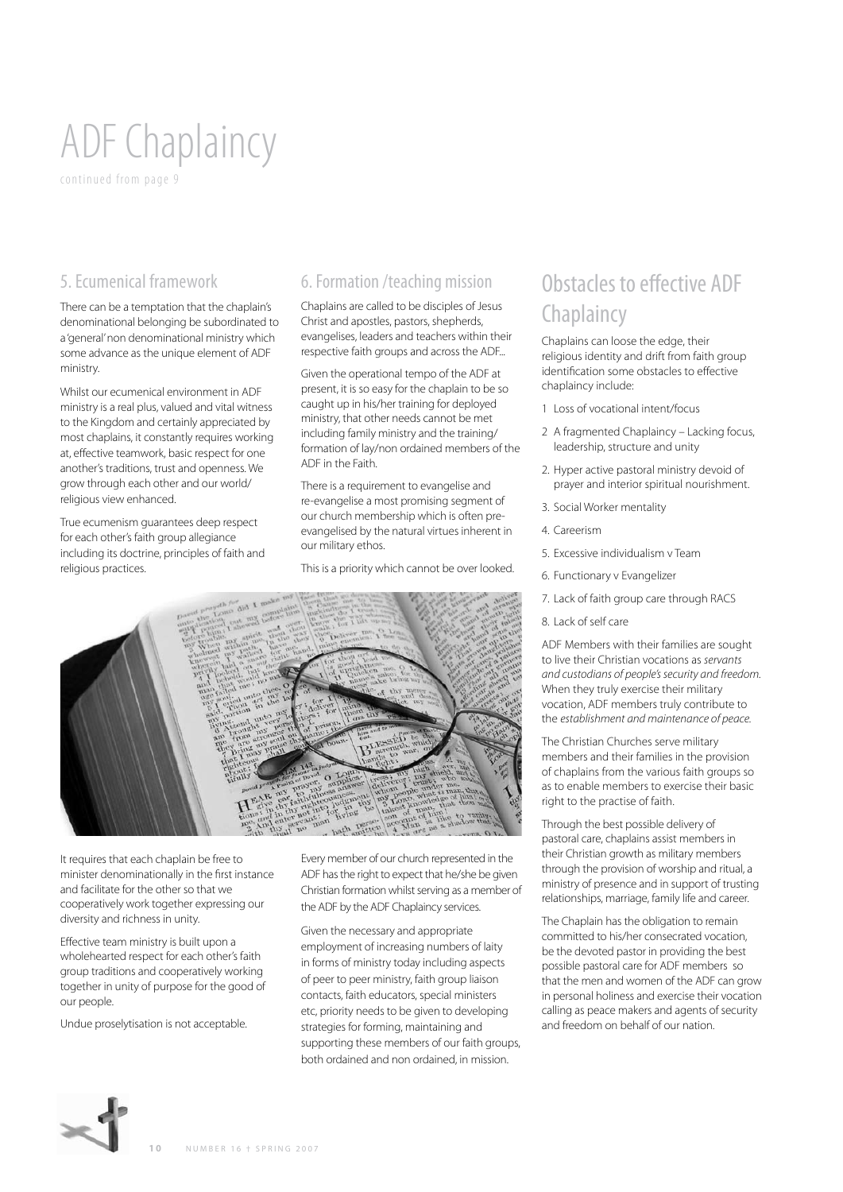# ADF Chaplaincy

continued from page 9

## 5. Ecumenical framework

There can be a temptation that the chaplain's denominational belonging be subordinated to a 'general' non denominational ministry which some advance as the unique element of ADF ministry.

Whilst our ecumenical environment in ADF ministry is a real plus, valued and vital witness to the Kingdom and certainly appreciated by most chaplains, it constantly requires working at, effective teamwork, basic respect for one another's traditions, trust and openness. We grow through each other and our world/ religious view enhanced.

True ecumenism guarantees deep respect for each other's faith group allegiance including its doctrine, principles of faith and religious practices.

It requires that each chaplain be free to minister denominationally in the first instance and facilitate for the other so that we cooperatively work together expressing our diversity and richness in unity.

Effective team ministry is built upon a wholehearted respect for each other's faith group traditions and cooperatively working together in unity of purpose for the good of our people.

Undue proselytisation is not acceptable.

## 6. Formation /teaching mission

Chaplains are called to be disciples of Jesus Christ and apostles, pastors, shepherds, evangelises, leaders and teachers within their respective faith groups and across the ADF...

Given the operational tempo of the ADF at present, it is so easy for the chaplain to be so caught up in his/her training for deployed ministry, that other needs cannot be met including family ministry and the training/ formation of lay/non ordained members of the ADF in the Faith.

There is a requirement to evangelise and re-evangelise a most promising segment of our church membership which is often pre-evangelised by the natural virtues inherent in our military ethos.

This is a priority which cannot be over looked.

Every member of our church represented in the ADF has the right to expect that he/she be given Christian formation whilst serving as a member of the ADF by the ADF Chaplaincy services.

Given the necessary and appropriate employment of increasing numbers of laity in forms of ministry today including aspects of peer to peer ministry, faith group liaison contacts, faith educators, special ministers etc, priority needs to be given to developing strategies for forming, maintaining and supporting these members of our faith groups, both ordained and non ordained, in mission.

## Obstacles to effective ADF Chaplaincy

Chaplains can loose the edge, their religious identity and drift from faith group identification some obstacles to effective chaplaincy include:

1 Loss of vocational intent/focus

2 A fragmented Chaplaincy – Lacking focus, leadership, structure and unity

2. Hyper active pastoral ministry devoid of prayer and interior spiritual nourishment.

3. Social Worker mentality

4. Careerism

5. Excessive individualism v Team

6. Functionary v Evangelizer

7. Lack of faith group care through RACS

8. Lack of self care

ADF Members with their families are sought to live their Christian vocations as *servants and custodians of people's security and freedom.* When they truly exercise their military vocation, ADF members truly contribute to the *establishment and maintenance of peace.*

The Christian Churches serve military members and their families in the provision of chaplains from the various faith groups so as to enable members to exercise their basic right to the practise of faith.

Through the best possible delivery of pastoral care, chaplains assist members in their Christian growth as military members through the provision of worship and ritual, a ministry of presence and in support of trusting relationships, marriage, family life and career.

The Chaplain has the obligation to remain committed to his/her consecrated vocation, be the devoted pastor in providing the best possible pastoral care for ADF members so that the men and women of the ADF can grow in personal holiness and exercise their vocation calling as peace makers and agents of security and freedom on behalf of our nation.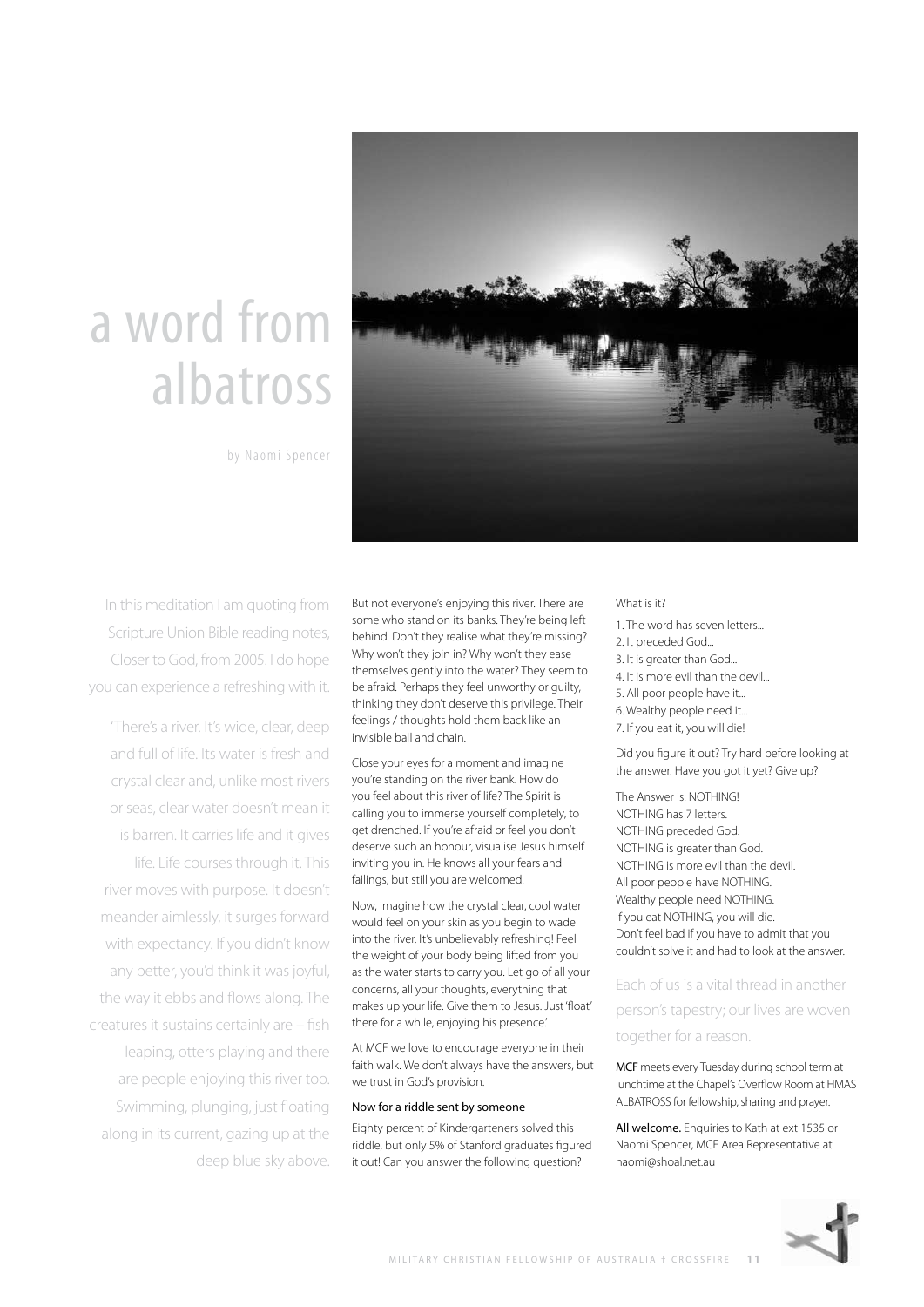# a word from albatross

by Naomi Spencer

In this meditation I am quoting from Scripture Union Bible reading notes, Closer to God, from 2005. I do hope you can experience a refreshing with it.

'There's a river. It's wide, clear, deep and full of life. Its water is fresh and crystal clear and, unlike most rivers or seas, clear water doesn't mean it is barren. It carries life and it gives life. Life courses through it. This river moves with purpose. It doesn't meander aimlessly, it surges forward with expectancy. If you didn't know any better, you'd think it was joyful, the way it ebbs and flows along. The creatures it sustains certainly are – fish leaping, otters playing and there are people enjoying this river too. Swimming, plunging, just floating along in its current, gazing up at the deep blue sky above.

But not everyone's enjoying this river. There are some who stand on its banks. They're being left behind. Don't they realise what they're missing? Why won't they join in? Why won't they ease themselves gently into the water? They seem to be afraid. Perhaps they feel unworthy or guilty, thinking they don't deserve this privilege. Their feelings / thoughts hold them back like an invisible ball and chain.

Close your eyes for a moment and imagine you're standing on the river bank. How do you feel about this river of life? The Spirit is calling you to immerse yourself completely, to get drenched. If you're afraid or feel you don't deserve such an honour, visualise Jesus himself inviting you in. He knows all your fears and failings, but still you are welcomed.

Now, imagine how the crystal clear, cool water would feel on your skin as you begin to wade into the river. It's unbelievably refreshing! Feel the weight of your body being lifted from you as the water starts to carry you. Let go of all your concerns, all your thoughts, everything that makes up your life. Give them to Jesus. Just 'float' there for a while, enjoying his presence.'

At MCF we love to encourage everyone in their faith walk. We don't always have the answers, but we trust in God's provision.

### Now for a riddle sent by someone

Eighty percent of Kindergarteners solved this riddle, but only 5% of Stanford graduates figured it out! Can you answer the following question?

What is it?

1. The word has seven letters...
2. It preceded God...
3. It is greater than God...
4. It is more evil than the devil...
5. All poor people have it...
6. Wealthy people need it...
7. If you eat it, you will die!

Did you figure it out? Try hard before looking at the answer. Have you got it yet? Give up?

The Answer is: NOTHING!
NOTHING has 7 letters.
NOTHING preceded God.
NOTHING is greater than God.
NOTHING is more evil than the devil.
All poor people have NOTHING.
Wealthy people need NOTHING.
If you eat NOTHING, you will die.
Don't feel bad if you have to admit that you couldn't solve it and had to look at the answer.

Each of us is a vital thread in another person's tapestry; our lives are woven together for a reason.

**MCF** meets every Tuesday during school term at lunchtime at the Chapel's Overflow Room at HMAS ALBATROSS for fellowship, sharing and prayer.

**All welcome.** Enquiries to Kath at ext 1535 or Naomi Spencer, MCF Area Representative at naomi@shoal.net.au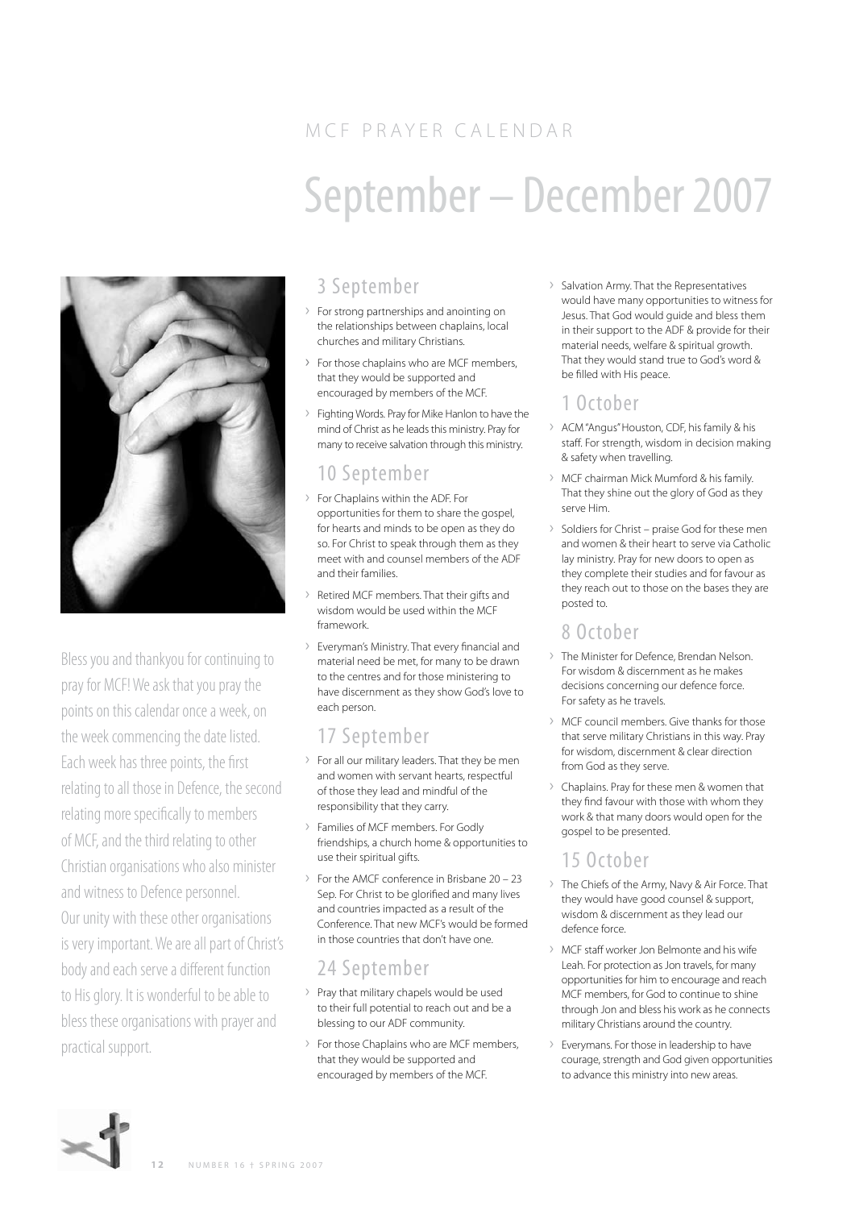MCF PRAYER CALENDAR

# September – December 2007

Bless you and thankyou for continuing to pray for MCF! We ask that you pray the points on this calendar once a week, on the week commencing the date listed. Each week has three points, the first relating to all those in Defence, the second relating more specifically to members of MCF, and the third relating to other Christian organisations who also minister and witness to Defence personnel. Our unity with these other organisations is very important. We are all part of Christ's body and each serve a different function to His glory. It is wonderful to be able to bless these organisations with prayer and practical support.

## 3 September

- For strong partnerships and anointing on the relationships between chaplains, local churches and military Christians.
- For those chaplains who are MCF members, that they would be supported and encouraged by members of the MCF.
- Fighting Words. Pray for Mike Hanlon to have the mind of Christ as he leads this ministry. Pray for many to receive salvation through this ministry.

## 10 September

- For Chaplains within the ADF. For opportunities for them to share the gospel, for hearts and minds to be open as they do so. For Christ to speak through them as they meet with and counsel members of the ADF and their families.
- Retired MCF members. That their gifts and wisdom would be used within the MCF framework.
- Everyman's Ministry. That every financial and material need be met, for many to be drawn to the centres and for those ministering to have discernment as they show God's love to each person.

## 17 September

- For all our military leaders. That they be men and women with servant hearts, respectful of those they lead and mindful of the responsibility that they carry.
- Families of MCF members. For Godly friendships, a church home & opportunities to use their spiritual gifts.
- For the AMCF conference in Brisbane 20 – 23 Sep. For Christ to be glorified and many lives and countries impacted as a result of the Conference. That new MCF's would be formed in those countries that don't have one.

## 24 September

- Pray that military chapels would be used to their full potential to reach out and be a blessing to our ADF community.
- For those Chaplains who are MCF members, that they would be supported and encouraged by members of the MCF.
- Salvation Army. That the Representatives would have many opportunities to witness for Jesus. That God would guide and bless them in their support to the ADF & provide for their material needs, welfare & spiritual growth. That they would stand true to God's word & be filled with His peace.

## 1 October

- ACM "Angus" Houston, CDF, his family & his staff. For strength, wisdom in decision making & safety when travelling.
- MCF chairman Mick Mumford & his family. That they shine out the glory of God as they serve Him.
- Soldiers for Christ – praise God for these men and women & their heart to serve via Catholic lay ministry. Pray for new doors to open as they complete their studies and for favour as they reach out to those on the bases they are posted to.

## 8 October

- The Minister for Defence, Brendan Nelson. For wisdom & discernment as he makes decisions concerning our defence force. For safety as he travels.
- MCF council members. Give thanks for those that serve military Christians in this way. Pray for wisdom, discernment & clear direction from God as they serve.
- Chaplains. Pray for these men & women that they find favour with those with whom they work & that many doors would open for the gospel to be presented.

## 15 October

- The Chiefs of the Army, Navy & Air Force. That they would have good counsel & support, wisdom & discernment as they lead our defence force.
- MCF staff worker Jon Belmonte and his wife Leah. For protection as Jon travels, for many opportunities for him to encourage and reach MCF members, for God to continue to shine through Jon and bless his work as he connects military Christians around the country.
- Everymans. For those in leadership to have courage, strength and God given opportunities to advance this ministry into new areas.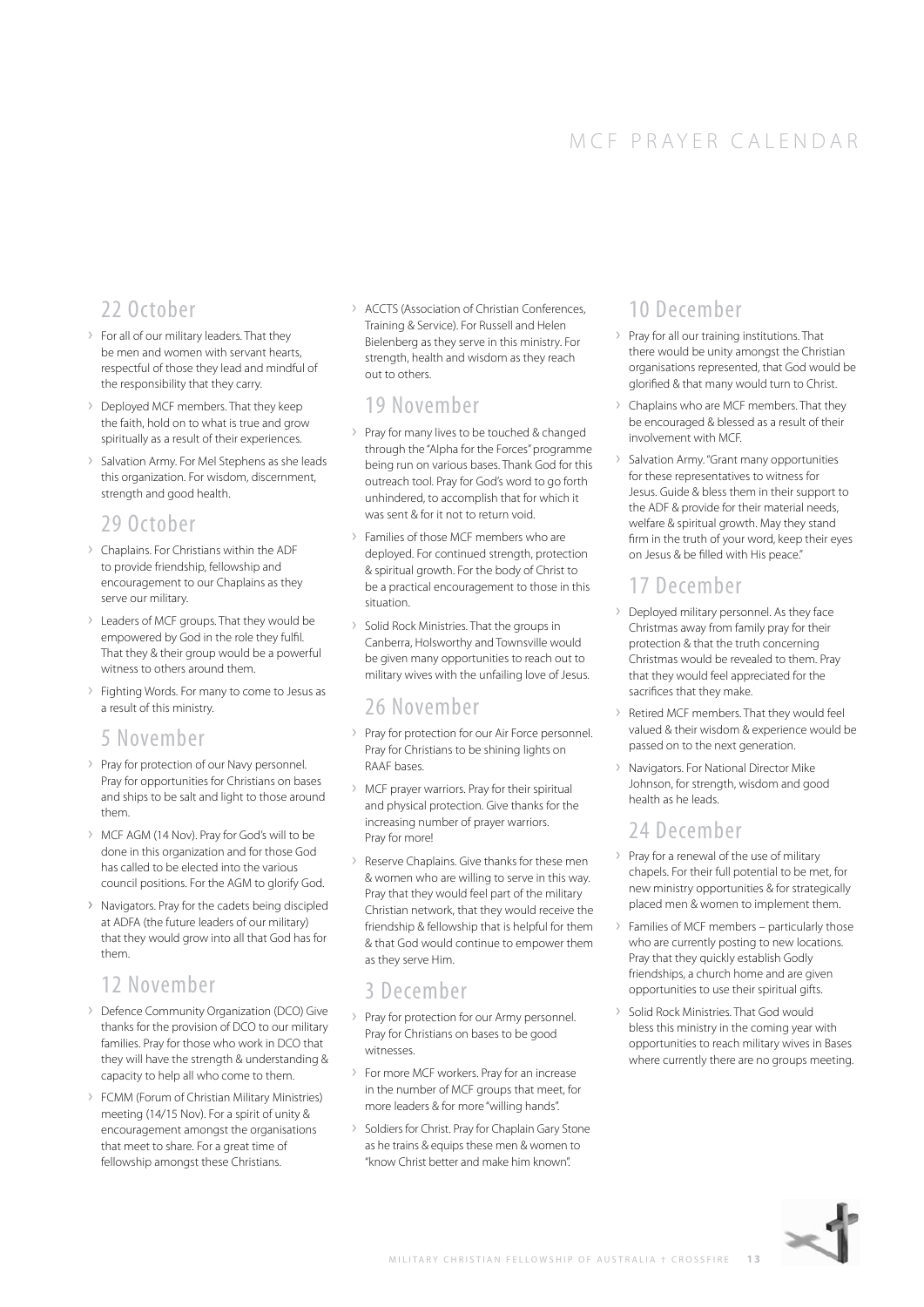# MCF PRAYER CALENDAR

## 22 October

- For all of our military leaders. That they be men and women with servant hearts, respectful of those they lead and mindful of the responsibility that they carry.
- Deployed MCF members. That they keep the faith, hold on to what is true and grow spiritually as a result of their experiences.
- Salvation Army. For Mel Stephens as she leads this organization. For wisdom, discernment, strength and good health.

## 29 October

- Chaplains. For Christians within the ADF to provide friendship, fellowship and encouragement to our Chaplains as they serve our military.
- Leaders of MCF groups. That they would be empowered by God in the role they fulfil. That they & their group would be a powerful witness to others around them.
- Fighting Words. For many to come to Jesus as a result of this ministry.

## 5 November

- Pray for protection of our Navy personnel. Pray for opportunities for Christians on bases and ships to be salt and light to those around them.
- MCF AGM (14 Nov). Pray for God's will to be done in this organization and for those God has called to be elected into the various council positions. For the AGM to glorify God.
- Navigators. Pray for the cadets being discipled at ADFA (the future leaders of our military) that they would grow into all that God has for them.

## 12 November

- Defence Community Organization (DCO) Give thanks for the provision of DCO to our military families. Pray for those who work in DCO that they will have the strength & understanding & capacity to help all who come to them.
- FCMM (Forum of Christian Military Ministries) meeting (14/15 Nov). For a spirit of unity & encouragement amongst the organisations that meet to share. For a great time of fellowship amongst these Christians.
- ACCTS (Association of Christian Conferences, Training & Service). For Russell and Helen Bielenberg as they serve in this ministry. For strength, health and wisdom as they reach out to others.

## 19 November

- Pray for many lives to be touched & changed through the "Alpha for the Forces" programme being run on various bases. Thank God for this outreach tool. Pray for God's word to go forth unhindered, to accomplish that for which it was sent & for it not to return void.
- Families of those MCF members who are deployed. For continued strength, protection & spiritual growth. For the body of Christ to be a practical encouragement to those in this situation.
- Solid Rock Ministries. That the groups in Canberra, Holsworthy and Townsville would be given many opportunities to reach out to military wives with the unfailing love of Jesus.

## 26 November

- Pray for protection for our Air Force personnel. Pray for Christians to be shining lights on RAAF bases.
- MCF prayer warriors. Pray for their spiritual and physical protection. Give thanks for the increasing number of prayer warriors. Pray for more!
- Reserve Chaplains. Give thanks for these men & women who are willing to serve in this way. Pray that they would feel part of the military Christian network, that they would receive the friendship & fellowship that is helpful for them & that God would continue to empower them as they serve Him.

## 3 December

- Pray for protection for our Army personnel. Pray for Christians on bases to be good witnesses.
- For more MCF workers. Pray for an increase in the number of MCF groups that meet, for more leaders & for more "willing hands".
- Soldiers for Christ. Pray for Chaplain Gary Stone as he trains & equips these men & women to "know Christ better and make him known".

## 10 December

- Pray for all our training institutions. That there would be unity amongst the Christian organisations represented, that God would be glorified & that many would turn to Christ.
- Chaplains who are MCF members. That they be encouraged & blessed as a result of their involvement with MCF.
- Salvation Army. "Grant many opportunities for these representatives to witness for Jesus. Guide & bless them in their support to the ADF & provide for their material needs, welfare & spiritual growth. May they stand firm in the truth of your word, keep their eyes on Jesus & be filled with His peace."

## 17 December

- Deployed military personnel. As they face Christmas away from family pray for their protection & that the truth concerning Christmas would be revealed to them. Pray that they would feel appreciated for the sacrifices that they make.
- Retired MCF members. That they would feel valued & their wisdom & experience would be passed on to the next generation.
- Navigators. For National Director Mike Johnson, for strength, wisdom and good health as he leads.

## 24 December

- Pray for a renewal of the use of military chapels. For their full potential to be met, for new ministry opportunities & for strategically placed men & women to implement them.
- Families of MCF members – particularly those who are currently posting to new locations. Pray that they quickly establish Godly friendships, a church home and are given opportunities to use their spiritual gifts.
- Solid Rock Ministries. That God would bless this ministry in the coming year with opportunities to reach military wives in Bases where currently there are no groups meeting.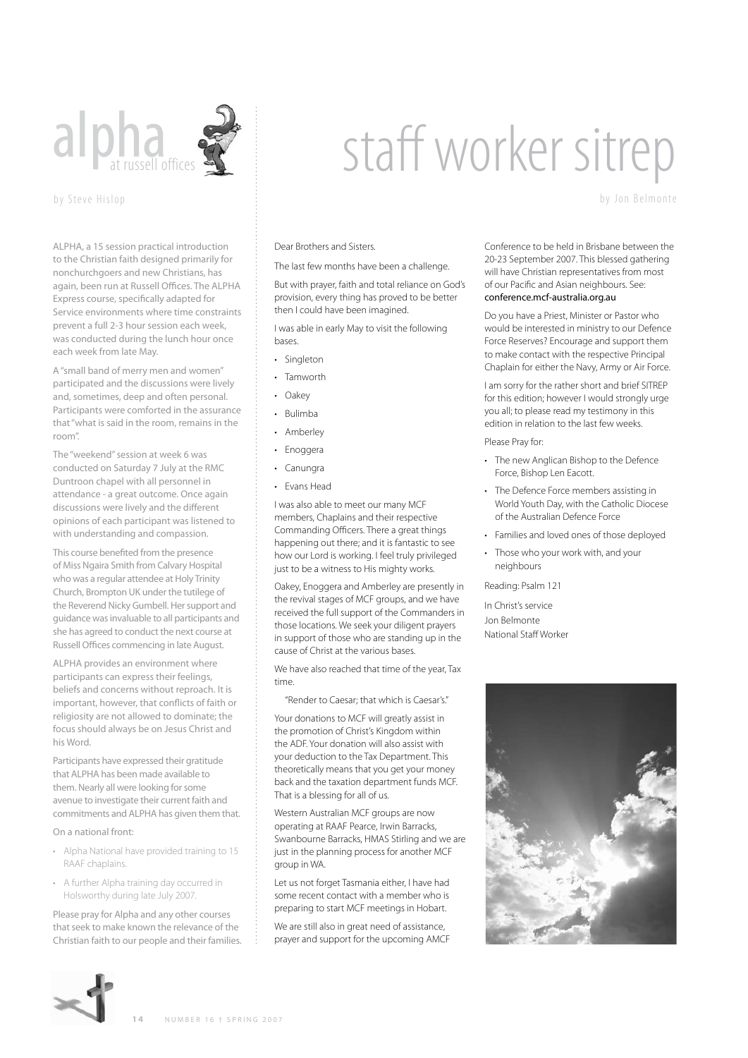# alpha at russell offices

by Steve Hislop

ALPHA, a 15 session practical introduction to the Christian faith designed primarily for nonchurchgoers and new Christians, has again, been run at Russell Offices. The ALPHA Express course, specifically adapted for Service environments where time constraints prevent a full 2-3 hour session each week, was conducted during the lunch hour once each week from late May.

A "small band of merry men and women" participated and the discussions were lively and, sometimes, deep and often personal. Participants were comforted in the assurance that "what is said in the room, remains in the room".

The "weekend" session at week 6 was conducted on Saturday 7 July at the RMC Duntroon chapel with all personnel in attendance - a great outcome. Once again discussions were lively and the different opinions of each participant was listened to with understanding and compassion.

This course benefited from the presence of Miss Ngaira Smith from Calvary Hospital who was a regular attendee at Holy Trinity Church, Brompton UK under the tutilege of the Reverend Nicky Gumbell. Her support and guidance was invaluable to all participants and she has agreed to conduct the next course at Russell Offices commencing in late August.

ALPHA provides an environment where participants can express their feelings, beliefs and concerns without reproach. It is important, however, that conflicts of faith or religiosity are not allowed to dominate; the focus should always be on Jesus Christ and his Word.

Participants have expressed their gratitude that ALPHA has been made available to them. Nearly all were looking for some avenue to investigate their current faith and commitments and ALPHA has given them that.

On a national front:

- Alpha National have provided training to 15 RAAF chaplains.
- A further Alpha training day occurred in Holsworthy during late July 2007.

Please pray for Alpha and any other courses that seek to make known the relevance of the Christian faith to our people and their families.

# staff worker sitrep

by Jon Belmonte

Dear Brothers and Sisters.

The last few months have been a challenge.

But with prayer, faith and total reliance on God's provision, every thing has proved to be better then I could have been imagined.

I was able in early May to visit the following bases.

- Singleton
- Tamworth
- Oakey
- Bulimba
- Amberley
- Enoggera
- Canungra
- Evans Head

I was also able to meet our many MCF members, Chaplains and their respective Commanding Officers. There a great things happening out there; and it is fantastic to see how our Lord is working. I feel truly privileged just to be a witness to His mighty works.

Oakey, Enoggera and Amberley are presently in the revival stages of MCF groups, and we have received the full support of the Commanders in those locations. We seek your diligent prayers in support of those who are standing up in the cause of Christ at the various bases.

We have also reached that time of the year, Tax time.

"Render to Caesar; that which is Caesar's."

Your donations to MCF will greatly assist in the promotion of Christ's Kingdom within the ADF. Your donation will also assist with your deduction to the Tax Department. This theoretically means that you get your money back and the taxation department funds MCF. That is a blessing for all of us.

Western Australian MCF groups are now operating at RAAF Pearce, Irwin Barracks, Swanbourne Barracks, HMAS Stirling and we are just in the planning process for another MCF group in WA.

Let us not forget Tasmania either, I have had some recent contact with a member who is preparing to start MCF meetings in Hobart.

We are still also in great need of assistance, prayer and support for the upcoming AMCF Conference to be held in Brisbane between the 20-23 September 2007. This blessed gathering will have Christian representatives from most of our Pacific and Asian neighbours. See: conference.mcf-australia.org.au

Do you have a Priest, Minister or Pastor who would be interested in ministry to our Defence Force Reserves? Encourage and support them to make contact with the respective Principal Chaplain for either the Navy, Army or Air Force.

I am sorry for the rather short and brief SITREP for this edition; however I would strongly urge you all; to please read my testimony in this edition in relation to the last few weeks.

Please Pray for:

- The new Anglican Bishop to the Defence Force, Bishop Len Eacott.
- The Defence Force members assisting in World Youth Day, with the Catholic Diocese of the Australian Defence Force
- Families and loved ones of those deployed
- Those who your work with, and your neighbours

Reading: Psalm 121

In Christ's service
Jon Belmonte
National Staff Worker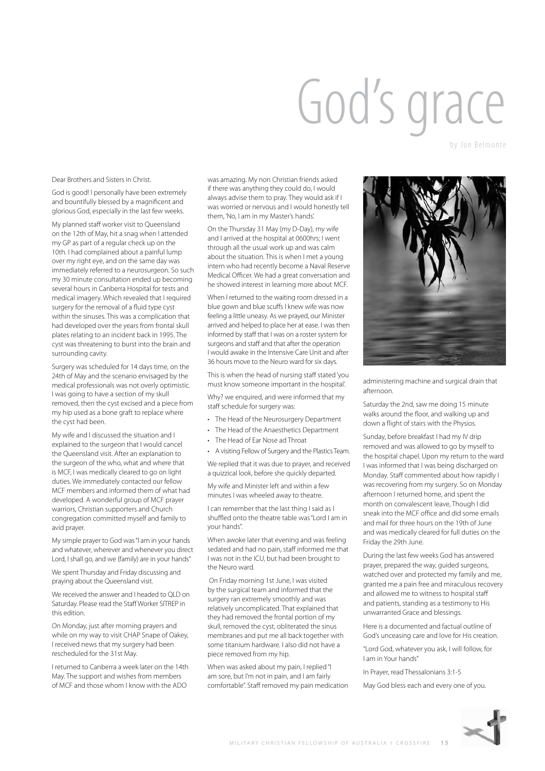# God's grace

by Jon Belmonte

Dear Brothers and Sisters in Christ.

God is good! I personally have been extremely and bountifully blessed by a magnificent and glorious God, especially in the last few weeks.

My planned staff worker visit to Queensland on the 12th of May, hit a snag when I attended my GP as part of a regular check up on the 10th. I had complained about a painful lump over my right eye, and on the same day was immediately referred to a neurosurgeon. So such my 30 minute consultation ended up becoming several hours in Canberra Hospital for tests and medical imagery. Which revealed that I required surgery for the removal of a fluid type cyst within the sinuses. This was a complication that had developed over the years from frontal skull plates relating to an incident back in 1995. The cyst was threatening to burst into the brain and surrounding cavity.

Surgery was scheduled for 14 days time, on the 24th of May and the scenario envisaged by the medical professionals was not overly optimistic. I was going to have a section of my skull removed, then the cyst excised and a piece from my hip used as a bone graft to replace where the cyst had been.

My wife and I discussed the situation and I explained to the surgeon that I would cancel the Queensland visit. After an explanation to the surgeon of the who, what and where that is MCF, I was medically cleared to go on light duties. We immediately contacted our fellow MCF members and informed them of what had developed. A wonderful group of MCF prayer warriors, Christian supporters and Church congregation committed myself and family to avid prayer.

My simple prayer to God was "I am in your hands and whatever, wherever and whenever you direct Lord, I shall go, and we (family) are in your hands"

We spent Thursday and Friday discussing and praying about the Queensland visit.

We received the answer and I headed to QLD on Saturday. Please read the Staff Worker SITREP in this edition.

On Monday, just after morning prayers and while on my way to visit CHAP Snape of Oakey, I received news that my surgery had been rescheduled for the 31st May.

I returned to Canberra a week later on the 14th May. The support and wishes from members of MCF and those whom I know with the ADO was amazing. My non Christian friends asked if there was anything they could do, I would always advise them to pray. They would ask if I was worried or nervous and I would honestly tell them, 'No, I am in my Master's hands'.

On the Thursday 31 May (my D-Day), my wife and I arrived at the hospital at 0600hrs; I went through all the usual work up and was calm about the situation. This is when I met a young intern who had recently become a Naval Reserve Medical Officer. We had a great conversation and he showed interest in learning more about MCF.

When I returned to the waiting room dressed in a blue gown and blue scuffs I knew wife was now feeling a little uneasy. As we prayed, our Minister arrived and helped to place her at ease. I was then informed by staff that I was on a roster system for surgeons and staff and that after the operation I would awake in the Intensive Care Unit and after 36 hours move to the Neuro ward for six days.

This is when the head of nursing staff stated 'you must know someone important in the hospital'.

Why? we enquired, and were informed that my staff schedule for surgery was:

- The Head of the Neurosurgery Department
- The Head of the Anaesthetics Department
- The Head of Ear Nose ad Throat
- A visiting Fellow of Surgery and the Plastics Team.

We replied that it was due to prayer, and received a quizzical look, before she quickly departed.

My wife and Minister left and within a few minutes I was wheeled away to theatre.

I can remember that the last thing I said as I shuffled onto the theatre table was "Lord I am in your hands".

When awoke later that evening and was feeling sedated and had no pain, staff informed me that I was not in the ICU, but had been brought to the Neuro ward.

On Friday morning 1st June, I was visited by the surgical team and informed that the surgery ran extremely smoothly and was relatively uncomplicated. That explained that they had removed the frontal portion of my skull, removed the cyst, obliterated the sinus membranes and put me all back together with some titanium hardware. I also did not have a piece removed from my hip.

When was asked about my pain, I replied "I am sore, but I'm not in pain, and I am fairly comfortable". Staff removed my pain medication administering machine and surgical drain that afternoon.

Saturday the 2nd, saw me doing 15 minute walks around the floor, and walking up and down a flight of stairs with the Physios.

Sunday, before breakfast I had my IV drip removed and was allowed to go by myself to the hospital chapel. Upon my return to the ward I was informed that I was being discharged on Monday. Staff commented about how rapidly I was recovering from my surgery. So on Monday afternoon I returned home, and spent the month on convalescent leave, Though I did sneak into the MCF office and did some emails and mail for three hours on the 19th of June and was medically cleared for full duties on the Friday the 29th June.

During the last few weeks God has answered prayer, prepared the way, guided surgeons, watched over and protected my family and me, granted me a pain free and miraculous recovery and allowed me to witness to hospital staff and patients, standing as a testimony to His unwarranted Grace and blessings.

Here is a documented and factual outline of God's unceasing care and love for His creation.

"Lord God, whatever you ask, I will follow, for I am in Your hands"

In Prayer, read Thessalonians 3:1-5

May God bless each and every one of you.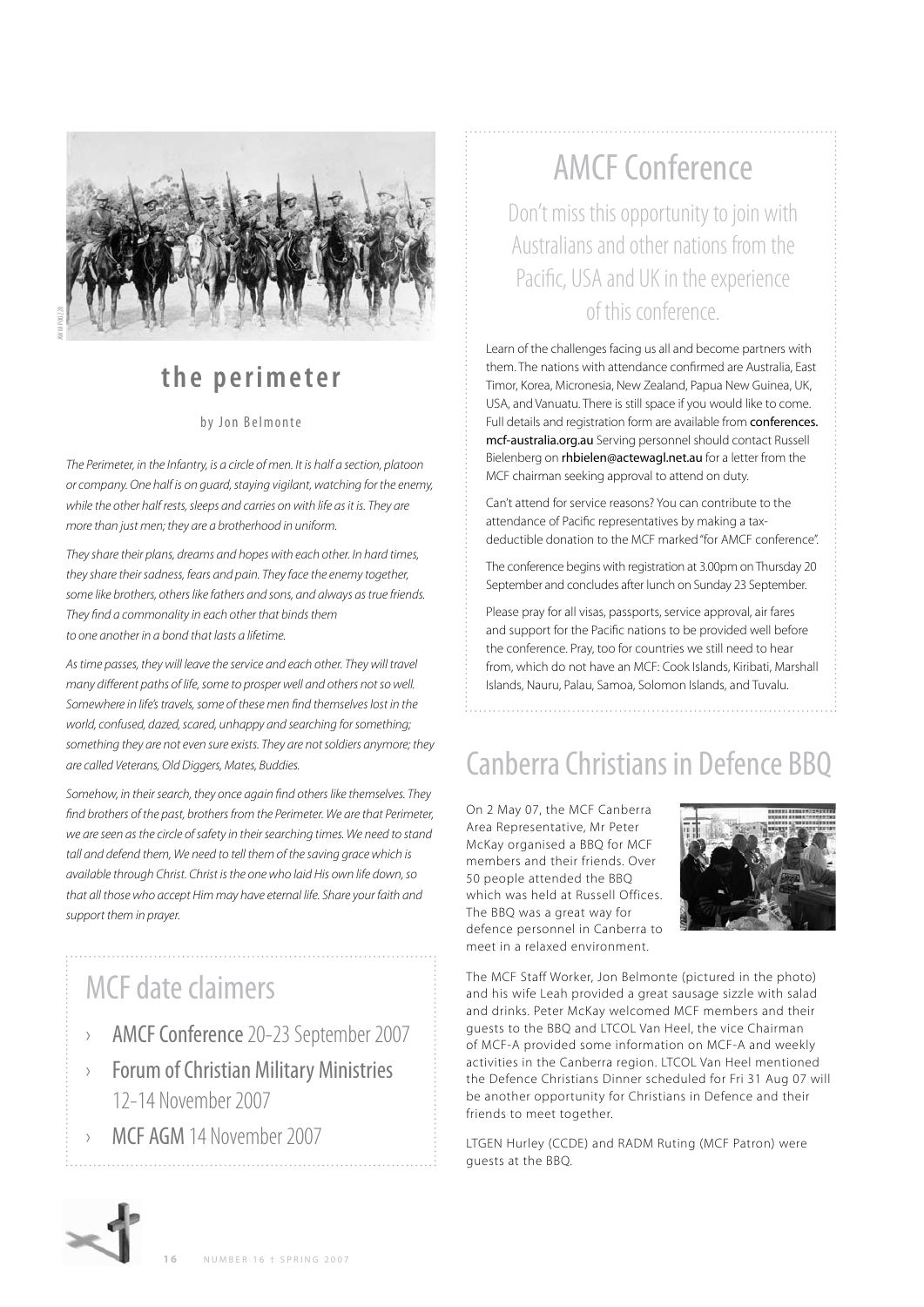## the perimeter

by Jon Belmonte

*The Perimeter, in the Infantry, is a circle of men. It is half a section, platoon or company. One half is on guard, staying vigilant, watching for the enemy, while the other half rests, sleeps and carries on with life as it is. They are more than just men; they are a brotherhood in uniform.*

*They share their plans, dreams and hopes with each other. In hard times, they share their sadness, fears and pain. They face the enemy together, some like brothers, others like fathers and sons, and always as true friends. They find a commonality in each other that binds them to one another in a bond that lasts a lifetime.*

*As time passes, they will leave the service and each other. They will travel many different paths of life, some to prosper well and others not so well. Somewhere in life's travels, some of these men find themselves lost in the world, confused, dazed, scared, unhappy and searching for something; something they are not even sure exists. They are not soldiers anymore; they are called Veterans, Old Diggers, Mates, Buddies.*

*Somehow, in their search, they once again find others like themselves. They find brothers of the past, brothers from the Perimeter. We are that Perimeter, we are seen as the circle of safety in their searching times. We need to stand tall and defend them, We need to tell them of the saving grace which is available through Christ. Christ is the one who laid His own life down, so that all those who accept Him may have eternal life. Share your faith and support them in prayer.*

## MCF date claimers

- **AMCF Conference** 20-23 September 2007
- **Forum of Christian Military Ministries** 12-14 November 2007
- **MCF AGM** 14 November 2007

## AMCF Conference

Don't miss this opportunity to join with Australians and other nations from the Pacific, USA and UK in the experience of this conference.

Learn of the challenges facing us all and become partners with them. The nations with attendance confirmed are Australia, East Timor, Korea, Micronesia, New Zealand, Papua New Guinea, UK, USA, and Vanuatu. There is still space if you would like to come. Full details and registration form are available from **conferences.mcf-australia.org.au** Serving personnel should contact Russell Bielenberg on **rhbielen@actewagl.net.au** for a letter from the MCF chairman seeking approval to attend on duty.

Can't attend for service reasons? You can contribute to the attendance of Pacific representatives by making a tax-deductible donation to the MCF marked "for AMCF conference".

The conference begins with registration at 3.00pm on Thursday 20 September and concludes after lunch on Sunday 23 September.

Please pray for all visas, passports, service approval, air fares and support for the Pacific nations to be provided well before the conference. Pray, too for countries we still need to hear from, which do not have an MCF: Cook Islands, Kiribati, Marshall Islands, Nauru, Palau, Samoa, Solomon Islands, and Tuvalu.

## Canberra Christians in Defence BBQ

On 2 May 07, the MCF Canberra Area Representative, Mr Peter McKay organised a BBQ for MCF members and their friends. Over 50 people attended the BBQ which was held at Russell Offices. The BBQ was a great way for defence personnel in Canberra to meet in a relaxed environment.

The MCF Staff Worker, Jon Belmonte (pictured in the photo) and his wife Leah provided a great sausage sizzle with salad and drinks. Peter McKay welcomed MCF members and their guests to the BBQ and LTCOL Van Heel, the vice Chairman of MCF-A provided some information on MCF-A and weekly activities in the Canberra region. LTCOL Van Heel mentioned the Defence Christians Dinner scheduled for Fri 31 Aug 07 will be another opportunity for Christians in Defence and their friends to meet together.

LTGEN Hurley (CCDE) and RADM Ruting (MCF Patron) were guests at the BBQ.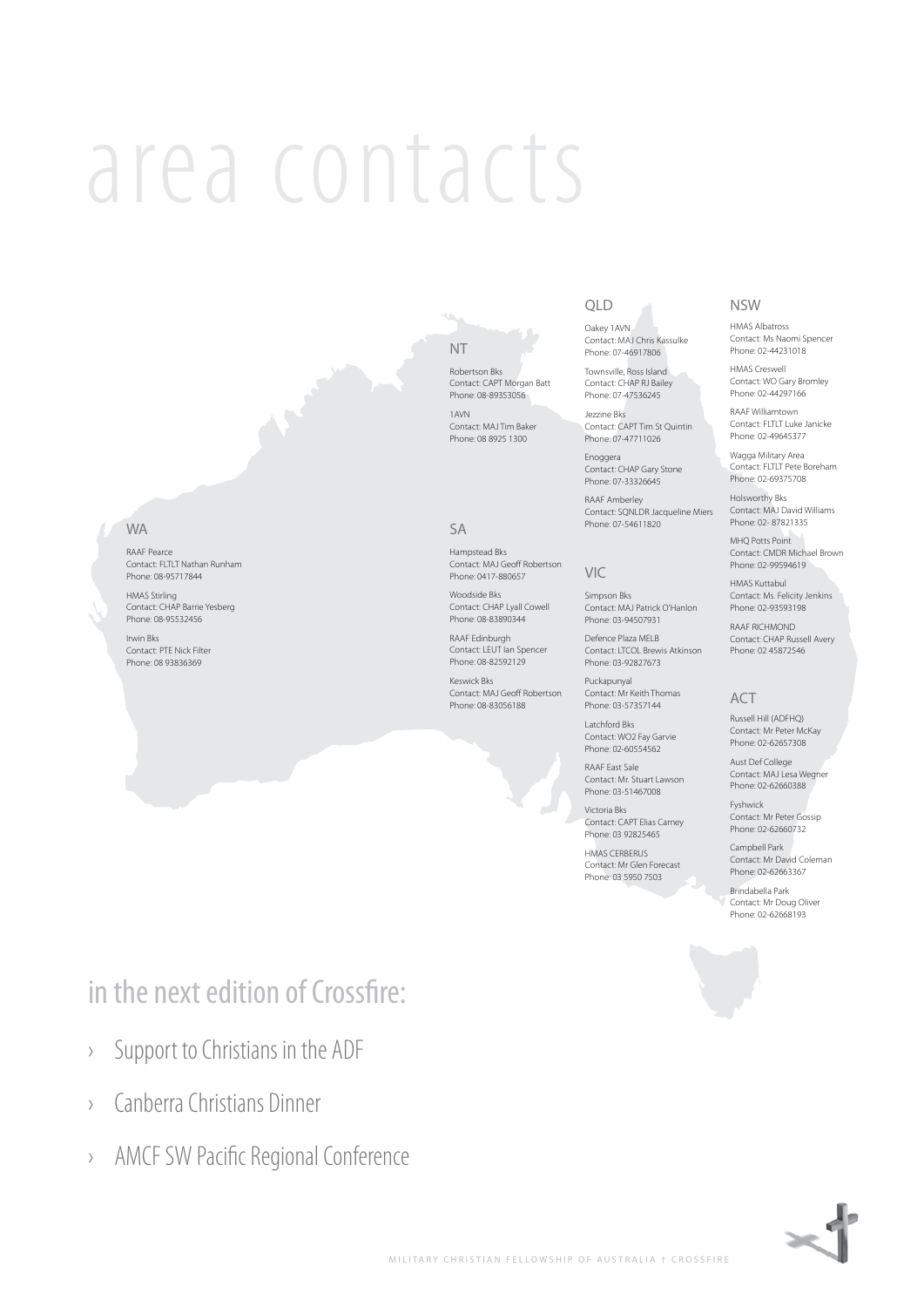# area contacts

## NT

Robertson Bks
Contact: CAPT Morgan Batt
Phone: 08-89353056

1AVN
Contact: MAJ Tim Baker
Phone: 08 8925 1300

## WA

RAAF Pearce
Contact: FLTLT Nathan Runham
Phone: 08-95717844

HMAS Stirling
Contact: CHAP Barrie Yesberg
Phone: 08-95532456

Irwin Bks
Contact: PTE Nick Filter
Phone: 08 93836369

## SA

Hampstead Bks
Contact: MAJ Geoff Robertson
Phone: 0417-880657

Woodside Bks
Contact: CHAP Lyall Cowell
Phone: 08-83890344

RAAF Edinburgh
Contact: LEUT Ian Spencer
Phone: 08-82592129

Keswick Bks
Contact: MAJ Geoff Robertson
Phone: 08-83056188

## QLD

Oakey 1AVN
Contact: MAJ Chris Kassulke
Phone: 07-46917806

Townsville, Ross Island
Contact: CHAP RJ Bailey
Phone: 07-47536245

Jezzine Bks
Contact: CAPT Tim St Quintin
Phone: 07-47711026

Enoggera
Contact: CHAP Gary Stone
Phone: 07-33326645

RAAF Amberley
Contact: SQNLDR Jacqueline Miers
Phone: 07-54611820

## VIC

Simpson Bks
Contact: MAJ Patrick O'Hanlon
Phone: 03-94507931

Defence Plaza MELB
Contact: LTCOL Brewis Atkinson
Phone: 03-92827673

Puckapunyal
Contact: Mr Keith Thomas
Phone: 03-57357144

Latchford Bks
Contact: WO2 Fay Garvie
Phone: 02-60554562

RAAF East Sale
Contact: Mr. Stuart Lawson
Phone: 03-51467008

Victoria Bks
Contact: CAPT Elias Carney
Phone: 03 92825465

HMAS CERBERUS
Contact: Mr Glen Forecast
Phone: 03 5950 7503

## NSW

HMAS Albatross
Contact: Ms Naomi Spencer
Phone: 02-44231018

HMAS Creswell
Contact: WO Gary Bromley
Phone: 02-44297166

RAAF Williamtown
Contact: FLTLT Luke Janicke
Phone: 02-49645377

Wagga Military Area
Contact: FLTLT Pete Boreham
Phone: 02-69375708

Holsworthy Bks
Contact: MAJ David Williams
Phone: 02- 87821335

MHQ Potts Point
Contact: CMDR Michael Brown
Phone: 02-99594619

HMAS Kuttabul
Contact: Ms. Felicity Jenkins
Phone: 02-93593198

RAAF RICHMOND
Contact: CHAP Russell Avery
Phone: 02 45872546

## ACT

Russell Hill (ADFHQ)
Contact: Mr Peter McKay
Phone: 02-62657308

Aust Def College
Contact: MAJ Lesa Wegner
Phone: 02-62660388

Fyshwick
Contact: Mr Peter Gossip
Phone: 02-62660732

Campbell Park
Contact: Mr David Coleman
Phone: 02-62663367

Brindabella Park
Contact: Mr Doug Oliver
Phone: 02-62668193

## in the next edition of Crossfire:

- Support to Christians in the ADF
- Canberra Christians Dinner
- AMCF SW Pacific Regional Conference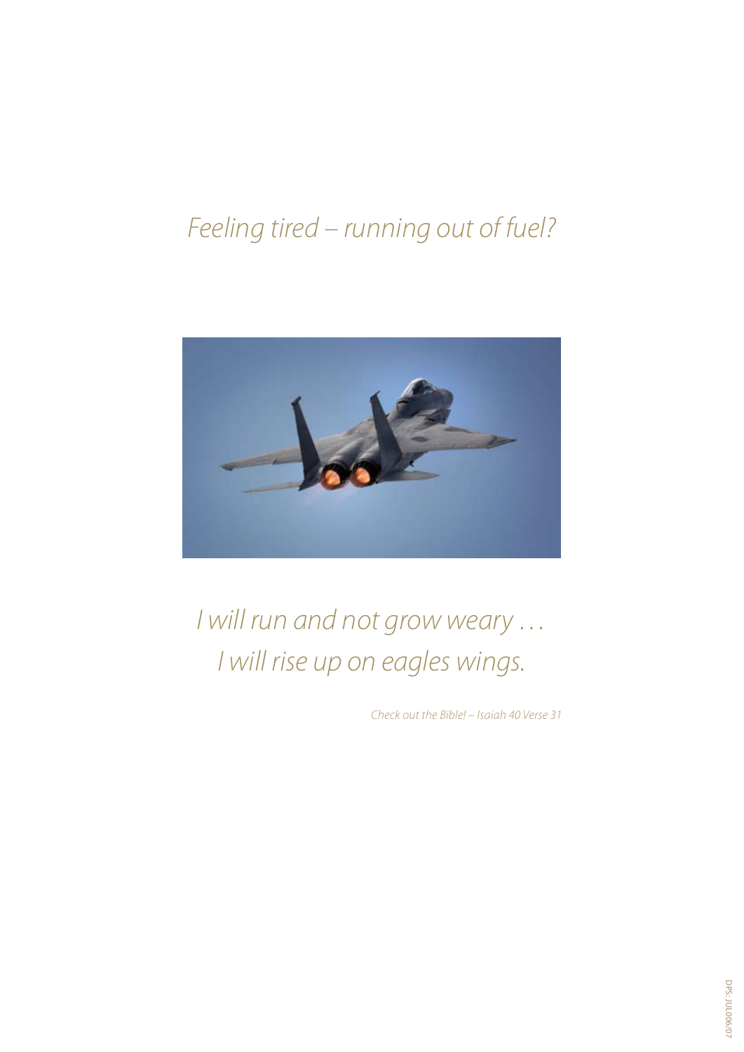*Feeling tired – running out of fuel?*

*I will run and not grow weary …*
*I will rise up on eagles wings.*

*Check out the Bible! – Isaiah 40 Verse 31*

DPS: JUL006/07